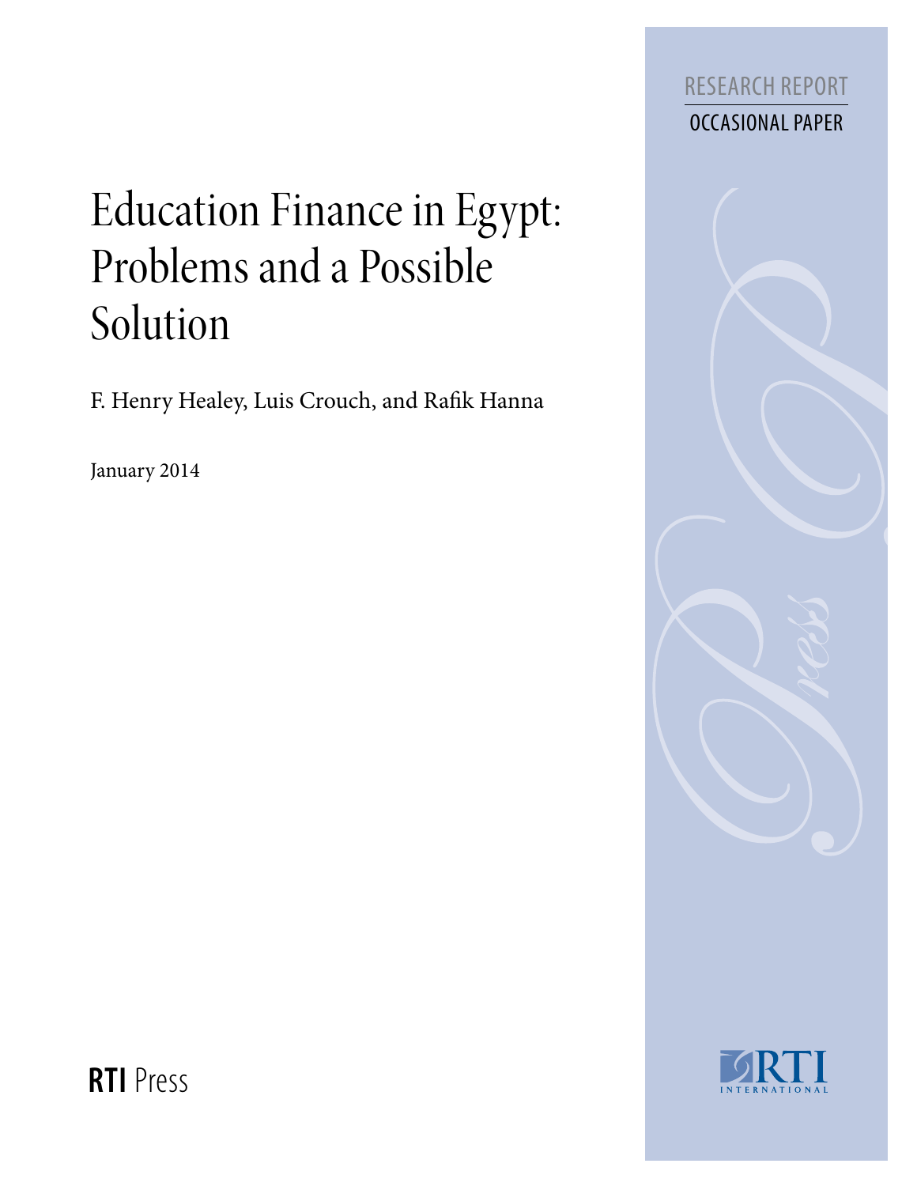RESEARCH REPORT

OCCASIONAL PAPER

# Education Finance in Egypt: Problems and a Possible Solution

F. Henry Healey, Luis Crouch, and Rafik Hanna

January 2014

**RTI** Press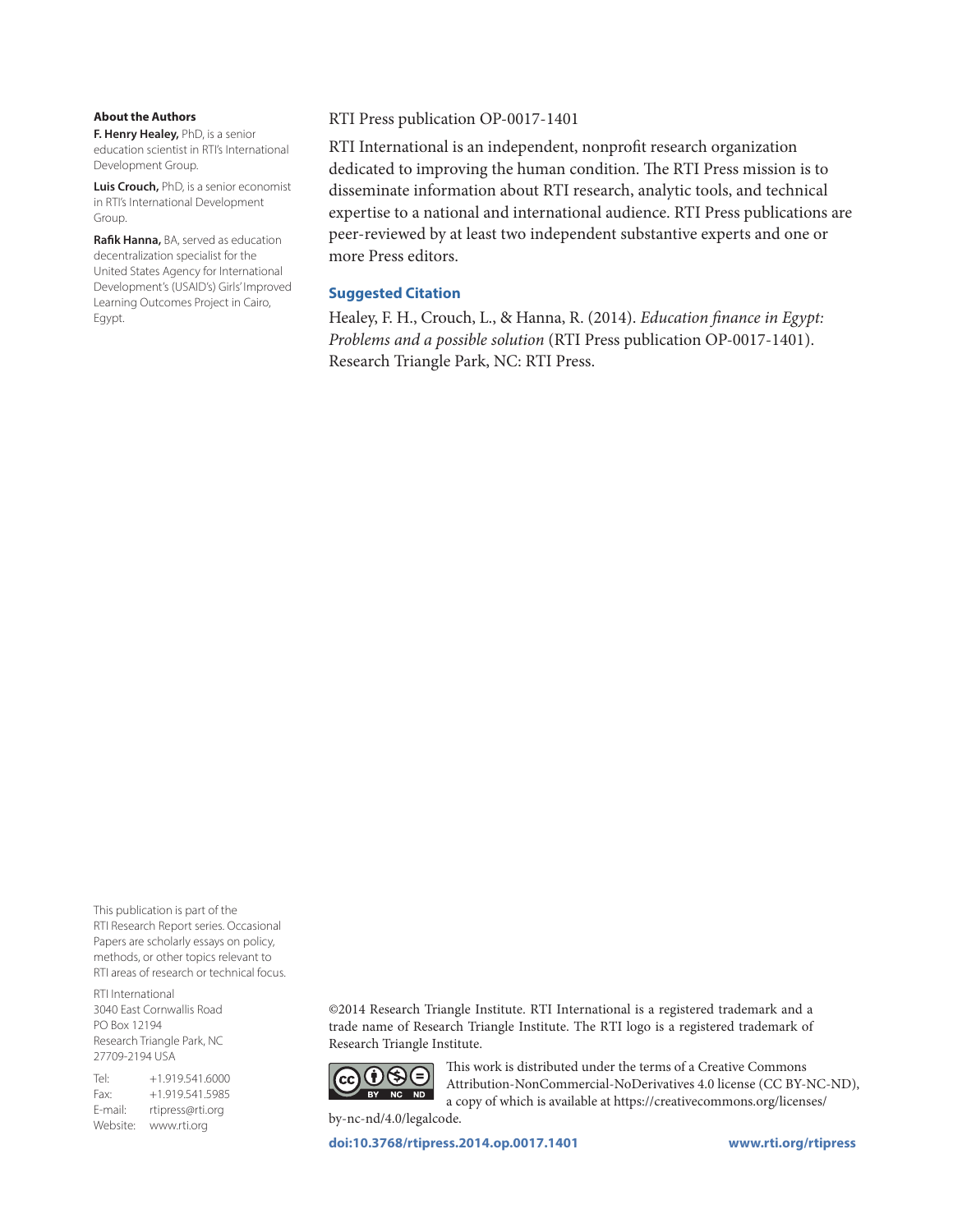**About the Authors**

**F. Henry Healey,** PhD, is a senior education scientist in RTI's International Development Group.

**Luis Crouch,** PhD, is a senior economist in RTI's International Development Group.

**Rafik Hanna,** BA, served as education decentralization specialist for the United States Agency for International Development's (USAID's) Girls' Improved Learning Outcomes Project in Cairo, Egypt.

RTI Press publication OP-0017-1401

RTI International is an independent, nonprofit research organization dedicated to improving the human condition. The RTI Press mission is to disseminate information about RTI research, analytic tools, and technical expertise to a national and international audience. RTI Press publications are peer-reviewed by at least two independent substantive experts and one or more Press editors.

**Suggested Citation**

Healey, F. H., Crouch, L., & Hanna, R. (2014). *Education finance in Egypt: Problems and a possible solution* (RTI Press publication OP-0017-1401). Research Triangle Park, NC: RTI Press.

This publication is part of the RTI Research Report series. Occasional Papers are scholarly essays on policy, methods, or other topics relevant to RTI areas of research or technical focus.

RTI International
3040 East Cornwallis Road
PO Box 12194
Research Triangle Park, NC
27709-2194 USA

Tel: +1.919.541.6000
Fax: +1.919.541.5985
E-mail: rtipress@rti.org
Website: www.rti.org

©2014 Research Triangle Institute. RTI International is a registered trademark and a trade name of Research Triangle Institute. The RTI logo is a registered trademark of Research Triangle Institute.

This work is distributed under the terms of a Creative Commons Attribution-NonCommercial-NoDerivatives 4.0 license (CC BY-NC-ND), a copy of which is available at https://creativecommons.org/licenses/by-nc-nd/4.0/legalcode.

**doi:10.3768/rtipress.2014.op.0017.1401** **www.rti.org/rtipress**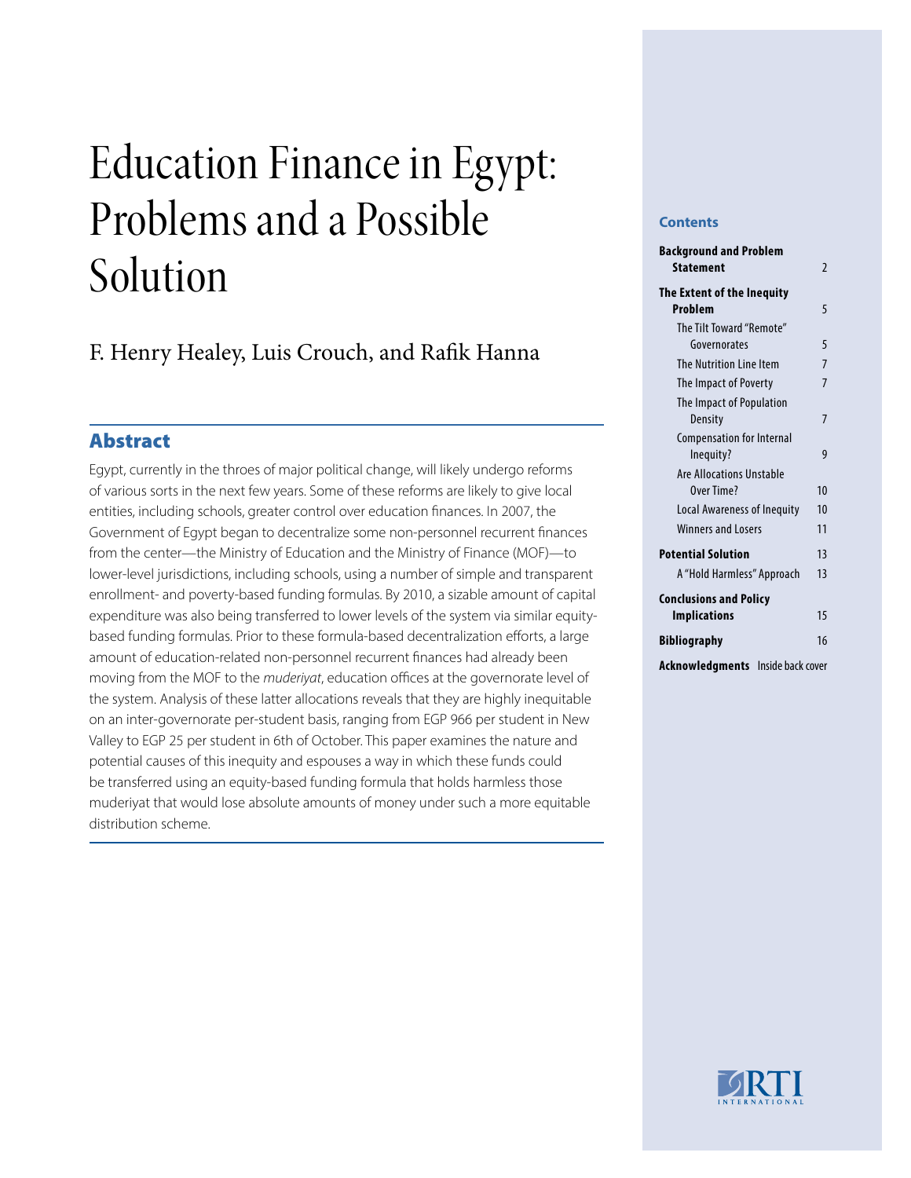# Education Finance in Egypt: Problems and a Possible Solution

F. Henry Healey, Luis Crouch, and Rafik Hanna

## Abstract

Egypt, currently in the throes of major political change, will likely undergo reforms of various sorts in the next few years. Some of these reforms are likely to give local entities, including schools, greater control over education finances. In 2007, the Government of Egypt began to decentralize some non-personnel recurrent finances from the center—the Ministry of Education and the Ministry of Finance (MOF)—to lower-level jurisdictions, including schools, using a number of simple and transparent enrollment- and poverty-based funding formulas. By 2010, a sizable amount of capital expenditure was also being transferred to lower levels of the system via similar equity-based funding formulas. Prior to these formula-based decentralization efforts, a large amount of education-related non-personnel recurrent finances had already been moving from the MOF to the *muderiyat*, education offices at the governorate level of the system. Analysis of these latter allocations reveals that they are highly inequitable on an inter-governorate per-student basis, ranging from EGP 966 per student in New Valley to EGP 25 per student in 6th of October. This paper examines the nature and potential causes of this inequity and espouses a way in which these funds could be transferred using an equity-based funding formula that holds harmless those muderiyat that would lose absolute amounts of money under such a more equitable distribution scheme.

### Contents

| Section | Page |
|---|---|
| **Background and Problem Statement** | 2 |
| **The Extent of the Inequity Problem** | 5 |
| The Tilt Toward "Remote" Governorates | 5 |
| The Nutrition Line Item | 7 |
| The Impact of Poverty | 7 |
| The Impact of Population Density | 7 |
| Compensation for Internal Inequity? | 9 |
| Are Allocations Unstable Over Time? | 10 |
| Local Awareness of Inequity | 10 |
| Winners and Losers | 11 |
| **Potential Solution** | 13 |
| A "Hold Harmless" Approach | 13 |
| **Conclusions and Policy Implications** | 15 |
| **Bibliography** | 16 |
| **Acknowledgments** | Inside back cover |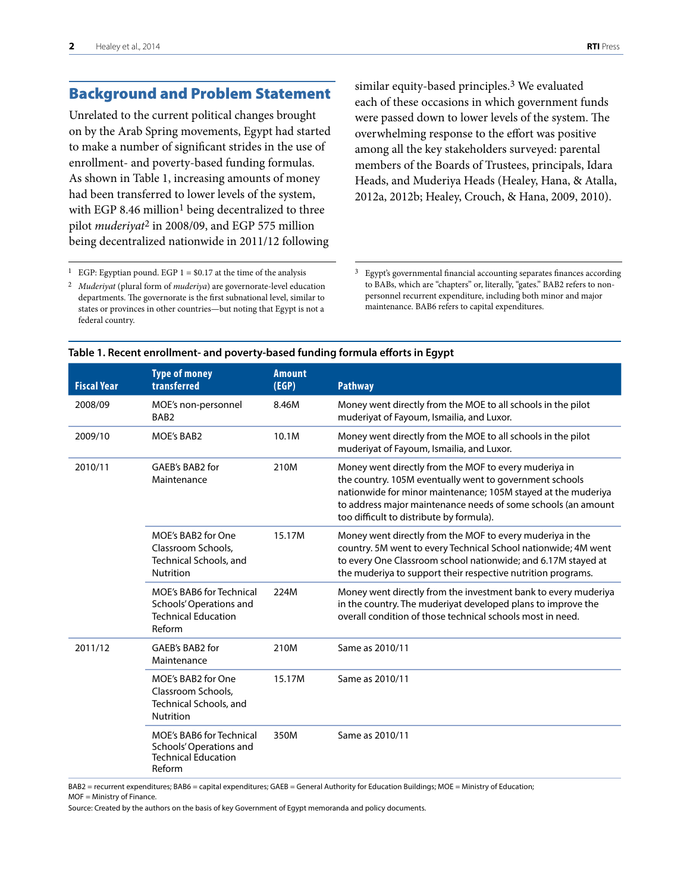## Background and Problem Statement

Unrelated to the current political changes brought on by the Arab Spring movements, Egypt had started to make a number of significant strides in the use of enrollment- and poverty-based funding formulas. As shown in Table 1, increasing amounts of money had been transferred to lower levels of the system, with EGP 8.46 million[1] being decentralized to three pilot *muderiyat*[2] in 2008/09, and EGP 575 million being decentralized nationwide in 2011/12 following similar equity-based principles.[3] We evaluated each of these occasions in which government funds were passed down to lower levels of the system. The overwhelming response to the effort was positive among all the key stakeholders surveyed: parental members of the Boards of Trustees, principals, Idara Heads, and Muderiya Heads (Healey, Hana, & Atalla, 2012a, 2012b; Healey, Crouch, & Hana, 2009, 2010).

[1] EGP: Egyptian pound. EGP 1 = $0.17 at the time of the analysis

[2] *Muderiyat* (plural form of *muderiya*) are governorate-level education departments. The governorate is the first subnational level, similar to states or provinces in other countries—but noting that Egypt is not a federal country.

[3] Egypt's governmental financial accounting separates finances according to BABs, which are "chapters" or, literally, "gates." BAB2 refers to non-personnel recurrent expenditure, including both minor and major maintenance. BAB6 refers to capital expenditures.

**Table 1. Recent enrollment- and poverty-based funding formula efforts in Egypt**

| Fiscal Year | Type of money transferred | Amount (EGP) | Pathway |
|---|---|---|---|
| 2008/09 | MOE's non-personnel BAB2 | 8.46M | Money went directly from the MOE to all schools in the pilot muderiyat of Fayoum, Ismailia, and Luxor. |
| 2009/10 | MOE's BAB2 | 10.1M | Money went directly from the MOE to all schools in the pilot muderiyat of Fayoum, Ismailia, and Luxor. |
| 2010/11 | GAEB's BAB2 for Maintenance | 210M | Money went directly from the MOF to every muderiya in the country. 105M eventually went to government schools nationwide for minor maintenance; 105M stayed at the muderiya to address major maintenance needs of some schools (an amount too difficult to distribute by formula). |
| | MOE's BAB2 for One Classroom Schools, Technical Schools, and Nutrition | 15.17M | Money went directly from the MOF to every muderiya in the country. 5M went to every Technical School nationwide; 4M went to every One Classroom school nationwide; and 6.17M stayed at the muderiya to support their respective nutrition programs. |
| | MOE's BAB6 for Technical Schools' Operations and Technical Education Reform | 224M | Money went directly from the investment bank to every muderiya in the country. The muderiyat developed plans to improve the overall condition of those technical schools most in need. |
| 2011/12 | GAEB's BAB2 for Maintenance | 210M | Same as 2010/11 |
| | MOE's BAB2 for One Classroom Schools, Technical Schools, and Nutrition | 15.17M | Same as 2010/11 |
| | MOE's BAB6 for Technical Schools' Operations and Technical Education Reform | 350M | Same as 2010/11 |

BAB2 = recurrent expenditures; BAB6 = capital expenditures; GAEB = General Authority for Education Buildings; MOE = Ministry of Education; MOF = Ministry of Finance.

Source: Created by the authors on the basis of key Government of Egypt memoranda and policy documents.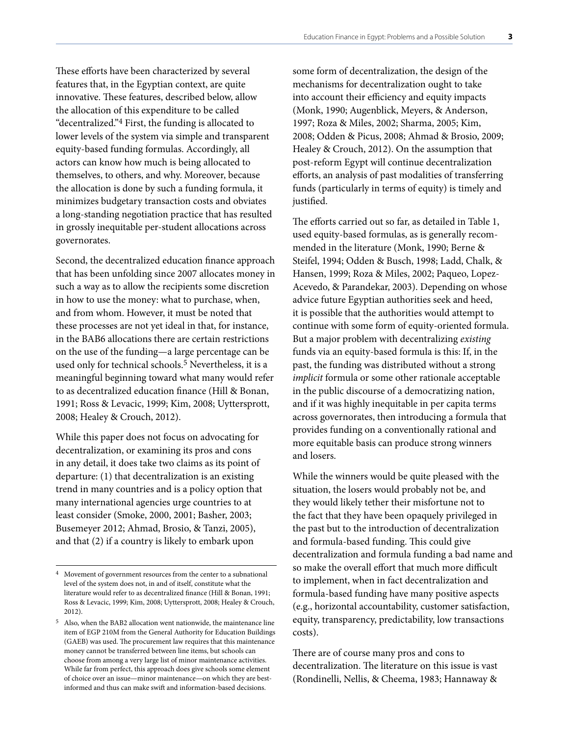These efforts have been characterized by several features that, in the Egyptian context, are quite innovative. These features, described below, allow the allocation of this expenditure to be called "decentralized."[4] First, the funding is allocated to lower levels of the system via simple and transparent equity-based funding formulas. Accordingly, all actors can know how much is being allocated to themselves, to others, and why. Moreover, because the allocation is done by such a funding formula, it minimizes budgetary transaction costs and obviates a long-standing negotiation practice that has resulted in grossly inequitable per-student allocations across governorates.

Second, the decentralized education finance approach that has been unfolding since 2007 allocates money in such a way as to allow the recipients some discretion in how to use the money: what to purchase, when, and from whom. However, it must be noted that these processes are not yet ideal in that, for instance, in the BAB6 allocations there are certain restrictions on the use of the funding—a large percentage can be used only for technical schools.[5] Nevertheless, it is a meaningful beginning toward what many would refer to as decentralized education finance (Hill & Bonan, 1991; Ross & Levacic, 1999; Kim, 2008; Uyttersprott, 2008; Healey & Crouch, 2012).

While this paper does not focus on advocating for decentralization, or examining its pros and cons in any detail, it does take two claims as its point of departure: (1) that decentralization is an existing trend in many countries and is a policy option that many international agencies urge countries to at least consider (Smoke, 2000, 2001; Basher, 2003; Busemeyer 2012; Ahmad, Brosio, & Tanzi, 2005), and that (2) if a country is likely to embark upon some form of decentralization, the design of the mechanisms for decentralization ought to take into account their efficiency and equity impacts (Monk, 1990; Augenblick, Meyers, & Anderson, 1997; Roza & Miles, 2002; Sharma, 2005; Kim, 2008; Odden & Picus, 2008; Ahmad & Brosio, 2009; Healey & Crouch, 2012). On the assumption that post-reform Egypt will continue decentralization efforts, an analysis of past modalities of transferring funds (particularly in terms of equity) is timely and justified.

The efforts carried out so far, as detailed in Table 1, used equity-based formulas, as is generally recommended in the literature (Monk, 1990; Berne & Steifel, 1994; Odden & Busch, 1998; Ladd, Chalk, & Hansen, 1999; Roza & Miles, 2002; Paqueo, Lopez-Acevedo, & Parandekar, 2003). Depending on whose advice future Egyptian authorities seek and heed, it is possible that the authorities would attempt to continue with some form of equity-oriented formula. But a major problem with decentralizing *existing* funds via an equity-based formula is this: If, in the past, the funding was distributed without a strong *implicit* formula or some other rationale acceptable in the public discourse of a democratizing nation, and if it was highly inequitable in per capita terms across governorates, then introducing a formula that provides funding on a conventionally rational and more equitable basis can produce strong winners and losers.

While the winners would be quite pleased with the situation, the losers would probably not be, and they would likely tether their misfortune not to the fact that they have been opaquely privileged in the past but to the introduction of decentralization and formula-based funding. This could give decentralization and formula funding a bad name and so make the overall effort that much more difficult to implement, when in fact decentralization and formula-based funding have many positive aspects (e.g., horizontal accountability, customer satisfaction, equity, transparency, predictability, low transactions costs).

There are of course many pros and cons to decentralization. The literature on this issue is vast (Rondinelli, Nellis, & Cheema, 1983; Hannaway &

---

[4] Movement of government resources from the center to a subnational level of the system does not, in and of itself, constitute what the literature would refer to as decentralized finance (Hill & Bonan, 1991; Ross & Levacic, 1999; Kim, 2008; Uyttersprott, 2008; Healey & Crouch, 2012).

[5] Also, when the BAB2 allocation went nationwide, the maintenance line item of EGP 210M from the General Authority for Education Buildings (GAEB) was used. The procurement law requires that this maintenance money cannot be transferred between line items, but schools can choose from among a very large list of minor maintenance activities. While far from perfect, this approach does give schools some element of choice over an issue—minor maintenance—on which they are best-informed and thus can make swift and information-based decisions.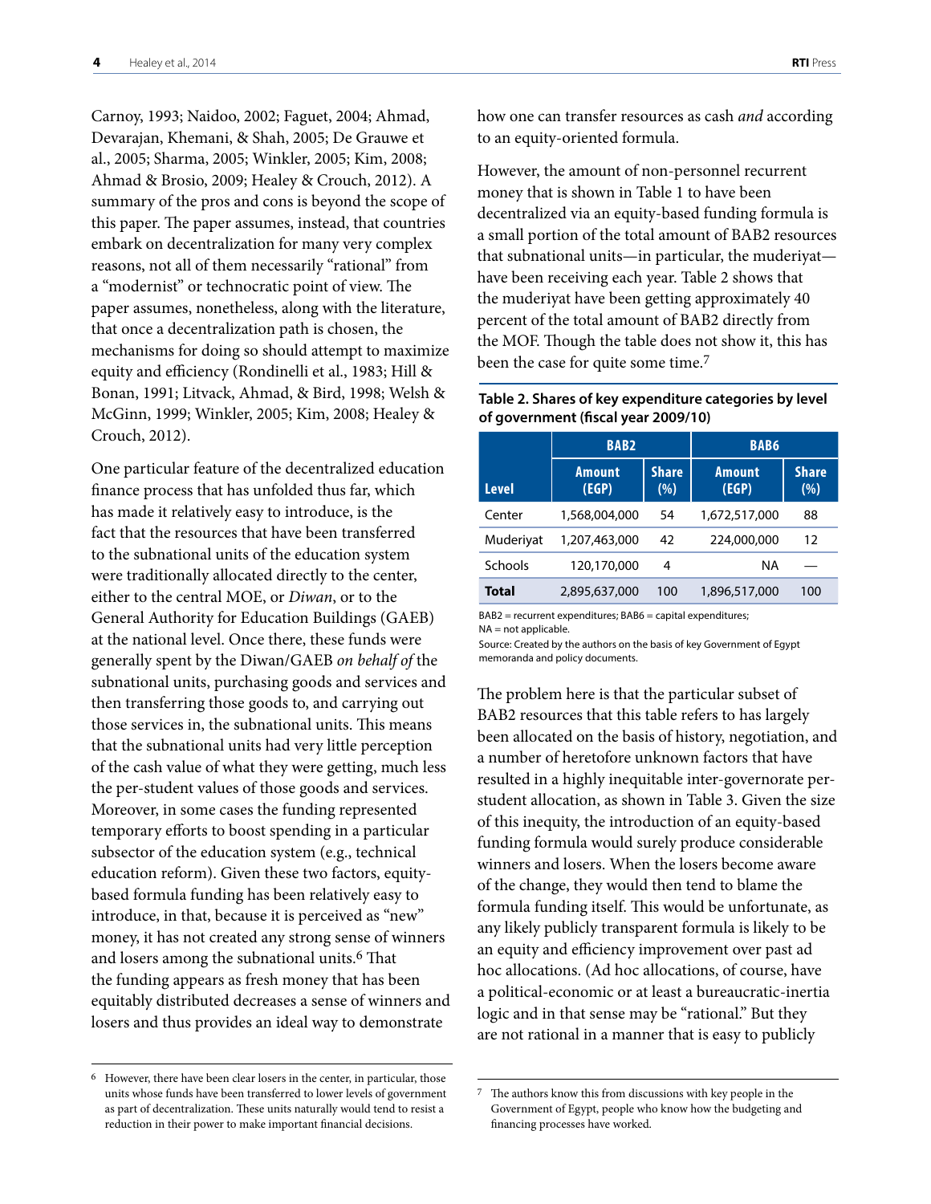Carnoy, 1993; Naidoo, 2002; Faguet, 2004; Ahmad, Devarajan, Khemani, & Shah, 2005; De Grauwe et al., 2005; Sharma, 2005; Winkler, 2005; Kim, 2008; Ahmad & Brosio, 2009; Healey & Crouch, 2012). A summary of the pros and cons is beyond the scope of this paper. The paper assumes, instead, that countries embark on decentralization for many very complex reasons, not all of them necessarily "rational" from a "modernist" or technocratic point of view. The paper assumes, nonetheless, along with the literature, that once a decentralization path is chosen, the mechanisms for doing so should attempt to maximize equity and efficiency (Rondinelli et al., 1983; Hill & Bonan, 1991; Litvack, Ahmad, & Bird, 1998; Welsh & McGinn, 1999; Winkler, 2005; Kim, 2008; Healey & Crouch, 2012).

One particular feature of the decentralized education finance process that has unfolded thus far, which has made it relatively easy to introduce, is the fact that the resources that have been transferred to the subnational units of the education system were traditionally allocated directly to the center, either to the central MOE, or *Diwan*, or to the General Authority for Education Buildings (GAEB) at the national level. Once there, these funds were generally spent by the Diwan/GAEB *on behalf of* the subnational units, purchasing goods and services and then transferring those goods to, and carrying out those services in, the subnational units. This means that the subnational units had very little perception of the cash value of what they were getting, much less the per-student values of those goods and services. Moreover, in some cases the funding represented temporary efforts to boost spending in a particular subsector of the education system (e.g., technical education reform). Given these two factors, equity-based formula funding has been relatively easy to introduce, in that, because it is perceived as "new" money, it has not created any strong sense of winners and losers among the subnational units.[6] That the funding appears as fresh money that has been equitably distributed decreases a sense of winners and losers and thus provides an ideal way to demonstrate how one can transfer resources as cash *and* according to an equity-oriented formula.

However, the amount of non-personnel recurrent money that is shown in Table 1 to have been decentralized via an equity-based funding formula is a small portion of the total amount of BAB2 resources that subnational units—in particular, the muderiyat—have been receiving each year. Table 2 shows that the muderiyat have been getting approximately 40 percent of the total amount of BAB2 directly from the MOF. Though the table does not show it, this has been the case for quite some time.[7]

**Table 2. Shares of key expenditure categories by level of government (fiscal year 2009/10)**

| Level | BAB2 | | BAB6 | |
|---|---|---|---|---|
| | Amount (EGP) | Share (%) | Amount (EGP) | Share (%) |
| Center | 1,568,004,000 | 54 | 1,672,517,000 | 88 |
| Muderiyat | 1,207,463,000 | 42 | 224,000,000 | 12 |
| Schools | 120,170,000 | 4 | NA | — |
| **Total** | 2,895,637,000 | 100 | 1,896,517,000 | 100 |

BAB2 = recurrent expenditures; BAB6 = capital expenditures;
NA = not applicable.
Source: Created by the authors on the basis of key Government of Egypt memoranda and policy documents.

The problem here is that the particular subset of BAB2 resources that this table refers to has largely been allocated on the basis of history, negotiation, and a number of heretofore unknown factors that have resulted in a highly inequitable inter-governorate per-student allocation, as shown in Table 3. Given the size of this inequity, the introduction of an equity-based funding formula would surely produce considerable winners and losers. When the losers become aware of the change, they would then tend to blame the formula funding itself. This would be unfortunate, as any likely publicly transparent formula is likely to be an equity and efficiency improvement over past ad hoc allocations. (Ad hoc allocations, of course, have a political-economic or at least a bureaucratic-inertia logic and in that sense may be "rational." But they are not rational in a manner that is easy to publicly

---

[6] However, there have been clear losers in the center, in particular, those units whose funds have been transferred to lower levels of government as part of decentralization. These units naturally would tend to resist a reduction in their power to make important financial decisions.

[7] The authors know this from discussions with key people in the Government of Egypt, people who know how the budgeting and financing processes have worked.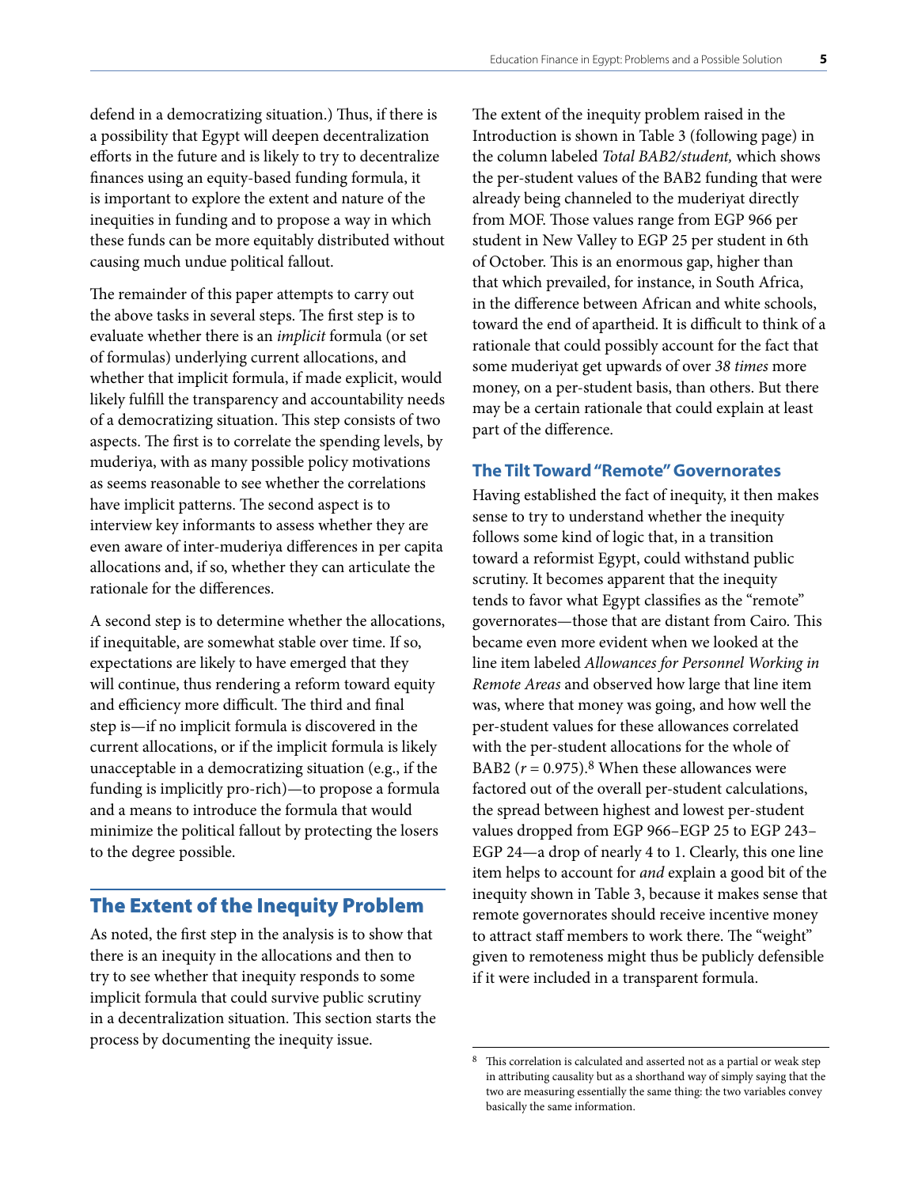defend in a democratizing situation.) Thus, if there is a possibility that Egypt will deepen decentralization efforts in the future and is likely to try to decentralize finances using an equity-based funding formula, it is important to explore the extent and nature of the inequities in funding and to propose a way in which these funds can be more equitably distributed without causing much undue political fallout.

The remainder of this paper attempts to carry out the above tasks in several steps. The first step is to evaluate whether there is an *implicit* formula (or set of formulas) underlying current allocations, and whether that implicit formula, if made explicit, would likely fulfill the transparency and accountability needs of a democratizing situation. This step consists of two aspects. The first is to correlate the spending levels, by muderiya, with as many possible policy motivations as seems reasonable to see whether the correlations have implicit patterns. The second aspect is to interview key informants to assess whether they are even aware of inter-muderiya differences in per capita allocations and, if so, whether they can articulate the rationale for the differences.

A second step is to determine whether the allocations, if inequitable, are somewhat stable over time. If so, expectations are likely to have emerged that they will continue, thus rendering a reform toward equity and efficiency more difficult. The third and final step is—if no implicit formula is discovered in the current allocations, or if the implicit formula is likely unacceptable in a democratizing situation (e.g., if the funding is implicitly pro-rich)—to propose a formula and a means to introduce the formula that would minimize the political fallout by protecting the losers to the degree possible.

## The Extent of the Inequity Problem

As noted, the first step in the analysis is to show that there is an inequity in the allocations and then to try to see whether that inequity responds to some implicit formula that could survive public scrutiny in a decentralization situation. This section starts the process by documenting the inequity issue.

The extent of the inequity problem raised in the Introduction is shown in Table 3 (following page) in the column labeled *Total BAB2/student,* which shows the per-student values of the BAB2 funding that were already being channeled to the muderiyat directly from MOF. Those values range from EGP 966 per student in New Valley to EGP 25 per student in 6th of October. This is an enormous gap, higher than that which prevailed, for instance, in South Africa, in the difference between African and white schools, toward the end of apartheid. It is difficult to think of a rationale that could possibly account for the fact that some muderiyat get upwards of over *38 times* more money, on a per-student basis, than others. But there may be a certain rationale that could explain at least part of the difference.

### The Tilt Toward "Remote" Governorates

Having established the fact of inequity, it then makes sense to try to understand whether the inequity follows some kind of logic that, in a transition toward a reformist Egypt, could withstand public scrutiny. It becomes apparent that the inequity tends to favor what Egypt classifies as the "remote" governorates—those that are distant from Cairo. This became even more evident when we looked at the line item labeled *Allowances for Personnel Working in Remote Areas* and observed how large that line item was, where that money was going, and how well the per-student values for these allowances correlated with the per-student allocations for the whole of BAB2 ($r = 0.975$).[8] When these allowances were factored out of the overall per-student calculations, the spread between highest and lowest per-student values dropped from EGP 966–EGP 25 to EGP 243–EGP 24—a drop of nearly 4 to 1. Clearly, this one line item helps to account for *and* explain a good bit of the inequity shown in Table 3, because it makes sense that remote governorates should receive incentive money to attract staff members to work there. The "weight" given to remoteness might thus be publicly defensible if it were included in a transparent formula.

[8] This correlation is calculated and asserted not as a partial or weak step in attributing causality but as a shorthand way of simply saying that the two are measuring essentially the same thing: the two variables convey basically the same information.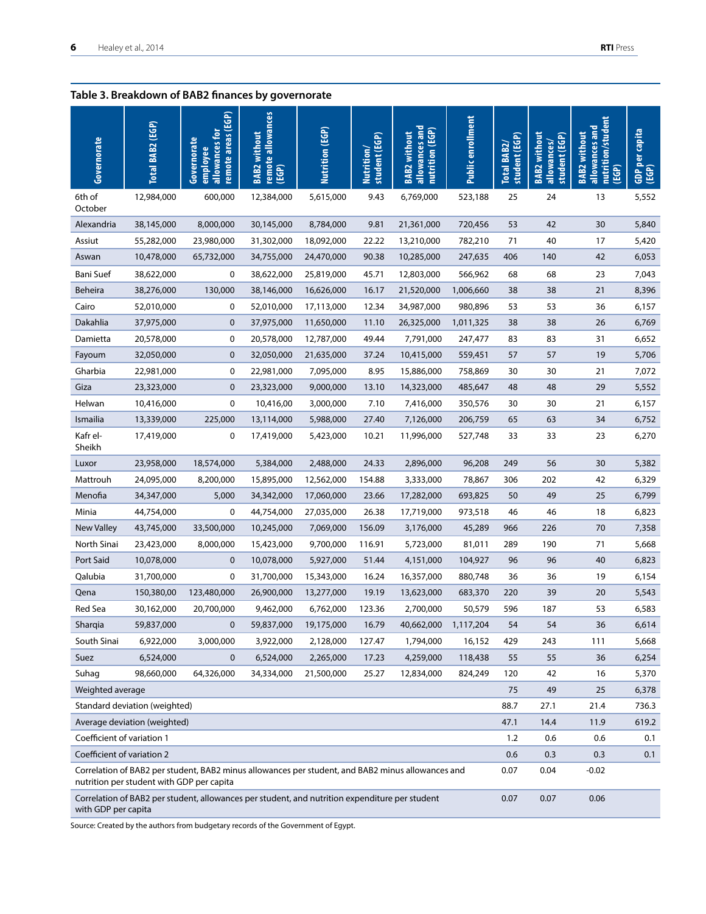**Table 3. Breakdown of BAB2 finances by governorate**

| Governorate | Total BAB2 (EGP) | Governorate employee allowances for remote areas (EGP) | BAB2 without remote allowances (EGP) | Nutrition (EGP) | Nutrition/ student (EGP) | BAB2 without allowances and nutrition (EGP) | Public enrollment | Total BAB2/ student (EGP) | BAB2 without allowances/ student (EGP) | BAB2 without allowances and nutrition/student (EGP) | GDP per capita (EGP) |
|---|---|---|---|---|---|---|---|---|---|---|---|
| 6th of October | 12,984,000 | 600,000 | 12,384,000 | 5,615,000 | 9.43 | 6,769,000 | 523,188 | 25 | 24 | 13 | 5,552 |
| Alexandria | 38,145,000 | 8,000,000 | 30,145,000 | 8,784,000 | 9.81 | 21,361,000 | 720,456 | 53 | 42 | 30 | 5,840 |
| Assiut | 55,282,000 | 23,980,000 | 31,302,000 | 18,092,000 | 22.22 | 13,210,000 | 782,210 | 71 | 40 | 17 | 5,420 |
| Aswan | 10,478,000 | 65,732,000 | 34,755,000 | 24,470,000 | 90.38 | 10,285,000 | 247,635 | 406 | 140 | 42 | 6,053 |
| Bani Suef | 38,622,000 | 0 | 38,622,000 | 25,819,000 | 45.71 | 12,803,000 | 566,962 | 68 | 68 | 23 | 7,043 |
| Beheira | 38,276,000 | 130,000 | 38,146,000 | 16,626,000 | 16.17 | 21,520,000 | 1,006,660 | 38 | 38 | 21 | 8,396 |
| Cairo | 52,010,000 | 0 | 52,010,000 | 17,113,000 | 12.34 | 34,987,000 | 980,896 | 53 | 53 | 36 | 6,157 |
| Dakahlia | 37,975,000 | 0 | 37,975,000 | 11,650,000 | 11.10 | 26,325,000 | 1,011,325 | 38 | 38 | 26 | 6,769 |
| Damietta | 20,578,000 | 0 | 20,578,000 | 12,787,000 | 49.44 | 7,791,000 | 247,477 | 83 | 83 | 31 | 6,652 |
| Fayoum | 32,050,000 | 0 | 32,050,000 | 21,635,000 | 37.24 | 10,415,000 | 559,451 | 57 | 57 | 19 | 5,706 |
| Gharbia | 22,981,000 | 0 | 22,981,000 | 7,095,000 | 8.95 | 15,886,000 | 758,869 | 30 | 30 | 21 | 7,072 |
| Giza | 23,323,000 | 0 | 23,323,000 | 9,000,000 | 13.10 | 14,323,000 | 485,647 | 48 | 48 | 29 | 5,552 |
| Helwan | 10,416,000 | 0 | 10,416,00 | 3,000,000 | 7.10 | 7,416,000 | 350,576 | 30 | 30 | 21 | 6,157 |
| Ismailia | 13,339,000 | 225,000 | 13,114,000 | 5,988,000 | 27.40 | 7,126,000 | 206,759 | 65 | 63 | 34 | 6,752 |
| Kafr el-Sheikh | 17,419,000 | 0 | 17,419,000 | 5,423,000 | 10.21 | 11,996,000 | 527,748 | 33 | 33 | 23 | 6,270 |
| Luxor | 23,958,000 | 18,574,000 | 5,384,000 | 2,488,000 | 24.33 | 2,896,000 | 96,208 | 249 | 56 | 30 | 5,382 |
| Mattrouh | 24,095,000 | 8,200,000 | 15,895,000 | 12,562,000 | 154.88 | 3,333,000 | 78,867 | 306 | 202 | 42 | 6,329 |
| Menofia | 34,347,000 | 5,000 | 34,342,000 | 17,060,000 | 23.66 | 17,282,000 | 693,825 | 50 | 49 | 25 | 6,799 |
| Minia | 44,754,000 | 0 | 44,754,000 | 27,035,000 | 26.38 | 17,719,000 | 973,518 | 46 | 46 | 18 | 6,823 |
| New Valley | 43,745,000 | 33,500,000 | 10,245,000 | 7,069,000 | 156.09 | 3,176,000 | 45,289 | 966 | 226 | 70 | 7,358 |
| North Sinai | 23,423,000 | 8,000,000 | 15,423,000 | 9,700,000 | 116.91 | 5,723,000 | 81,011 | 289 | 190 | 71 | 5,668 |
| Port Said | 10,078,000 | 0 | 10,078,000 | 5,927,000 | 51.44 | 4,151,000 | 104,927 | 96 | 96 | 40 | 6,823 |
| Qalubia | 31,700,000 | 0 | 31,700,000 | 15,343,000 | 16.24 | 16,357,000 | 880,748 | 36 | 36 | 19 | 6,154 |
| Qena | 150,380,00 | 123,480,000 | 26,900,000 | 13,277,000 | 19.19 | 13,623,000 | 683,370 | 220 | 39 | 20 | 5,543 |
| Red Sea | 30,162,000 | 20,700,000 | 9,462,000 | 6,762,000 | 123.36 | 2,700,000 | 50,579 | 596 | 187 | 53 | 6,583 |
| Sharqia | 59,837,000 | 0 | 59,837,000 | 19,175,000 | 16.79 | 40,662,000 | 1,117,204 | 54 | 54 | 36 | 6,614 |
| South Sinai | 6,922,000 | 3,000,000 | 3,922,000 | 2,128,000 | 127.47 | 1,794,000 | 16,152 | 429 | 243 | 111 | 5,668 |
| Suez | 6,524,000 | 0 | 6,524,000 | 2,265,000 | 17.23 | 4,259,000 | 118,438 | 55 | 55 | 36 | 6,254 |
| Suhag | 98,660,000 | 64,326,000 | 34,334,000 | 21,500,000 | 25.27 | 12,834,000 | 824,249 | 120 | 42 | 16 | 5,370 |
| Weighted average | | | | | | | | 75 | 49 | 25 | 6,378 |
| Standard deviation (weighted) | | | | | | | | 88.7 | 27.1 | 21.4 | 736.3 |
| Average deviation (weighted) | | | | | | | | 47.1 | 14.4 | 11.9 | 619.2 |
| Coefficient of variation 1 | | | | | | | | 1.2 | 0.6 | 0.6 | 0.1 |
| Coefficient of variation 2 | | | | | | | | 0.6 | 0.3 | 0.3 | 0.1 |
| Correlation of BAB2 per student, BAB2 minus allowances per student, and BAB2 minus allowances and nutrition per student with GDP per capita | | | | | | | | 0.07 | 0.04 | -0.02 | |
| Correlation of BAB2 per student, allowances per student, and nutrition expenditure per student with GDP per capita | | | | | | | | 0.07 | 0.07 | 0.06 | |

Source: Created by the authors from budgetary records of the Government of Egypt.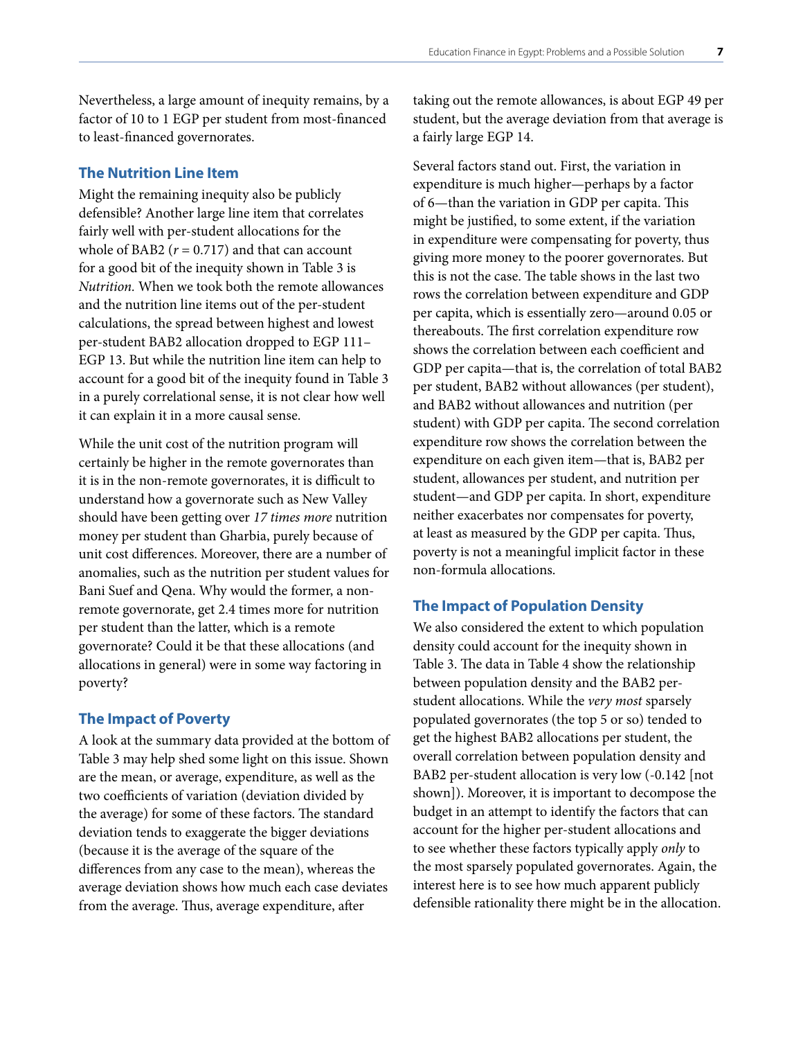Nevertheless, a large amount of inequity remains, by a factor of 10 to 1 EGP per student from most-financed to least-financed governorates.

### The Nutrition Line Item

Might the remaining inequity also be publicly defensible? Another large line item that correlates fairly well with per-student allocations for the whole of BAB2 ($r = 0.717$) and that can account for a good bit of the inequity shown in Table 3 is *Nutrition*. When we took both the remote allowances and the nutrition line items out of the per-student calculations, the spread between highest and lowest per-student BAB2 allocation dropped to EGP 111–EGP 13. But while the nutrition line item can help to account for a good bit of the inequity found in Table 3 in a purely correlational sense, it is not clear how well it can explain it in a more causal sense.

While the unit cost of the nutrition program will certainly be higher in the remote governorates than it is in the non-remote governorates, it is difficult to understand how a governorate such as New Valley should have been getting over *17 times more* nutrition money per student than Gharbia, purely because of unit cost differences. Moreover, there are a number of anomalies, such as the nutrition per student values for Bani Suef and Qena. Why would the former, a non-remote governorate, get 2.4 times more for nutrition per student than the latter, which is a remote governorate? Could it be that these allocations (and allocations in general) were in some way factoring in poverty?

### The Impact of Poverty

A look at the summary data provided at the bottom of Table 3 may help shed some light on this issue. Shown are the mean, or average, expenditure, as well as the two coefficients of variation (deviation divided by the average) for some of these factors. The standard deviation tends to exaggerate the bigger deviations (because it is the average of the square of the differences from any case to the mean), whereas the average deviation shows how much each case deviates from the average. Thus, average expenditure, after taking out the remote allowances, is about EGP 49 per student, but the average deviation from that average is a fairly large EGP 14.

Several factors stand out. First, the variation in expenditure is much higher—perhaps by a factor of 6—than the variation in GDP per capita. This might be justified, to some extent, if the variation in expenditure were compensating for poverty, thus giving more money to the poorer governorates. But this is not the case. The table shows in the last two rows the correlation between expenditure and GDP per capita, which is essentially zero—around 0.05 or thereabouts. The first correlation expenditure row shows the correlation between each coefficient and GDP per capita—that is, the correlation of total BAB2 per student, BAB2 without allowances (per student), and BAB2 without allowances and nutrition (per student) with GDP per capita. The second correlation expenditure row shows the correlation between the expenditure on each given item—that is, BAB2 per student, allowances per student, and nutrition per student—and GDP per capita. In short, expenditure neither exacerbates nor compensates for poverty, at least as measured by the GDP per capita. Thus, poverty is not a meaningful implicit factor in these non-formula allocations.

### The Impact of Population Density

We also considered the extent to which population density could account for the inequity shown in Table 3. The data in Table 4 show the relationship between population density and the BAB2 per-student allocations. While the *very most* sparsely populated governorates (the top 5 or so) tended to get the highest BAB2 allocations per student, the overall correlation between population density and BAB2 per-student allocation is very low (-0.142 [not shown]). Moreover, it is important to decompose the budget in an attempt to identify the factors that can account for the higher per-student allocations and to see whether these factors typically apply *only* to the most sparsely populated governorates. Again, the interest here is to see how much apparent publicly defensible rationality there might be in the allocation.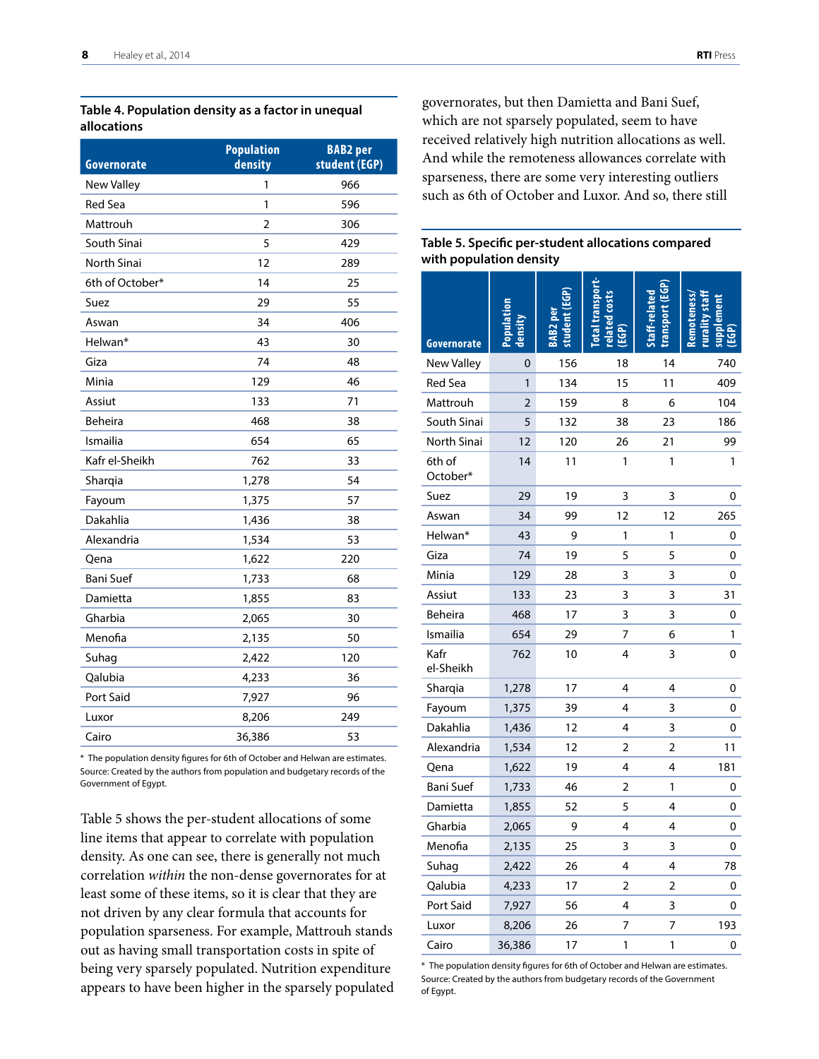**Table 4. Population density as a factor in unequal allocations**

| Governorate | Population density | BAB2 per student (EGP) |
|---|---|---|
| New Valley | 1 | 966 |
| Red Sea | 1 | 596 |
| Mattrouh | 2 | 306 |
| South Sinai | 5 | 429 |
| North Sinai | 12 | 289 |
| 6th of October* | 14 | 25 |
| Suez | 29 | 55 |
| Aswan | 34 | 406 |
| Helwan* | 43 | 30 |
| Giza | 74 | 48 |
| Minia | 129 | 46 |
| Assiut | 133 | 71 |
| Beheira | 468 | 38 |
| Ismailia | 654 | 65 |
| Kafr el-Sheikh | 762 | 33 |
| Sharqia | 1,278 | 54 |
| Fayoum | 1,375 | 57 |
| Dakahlia | 1,436 | 38 |
| Alexandria | 1,534 | 53 |
| Qena | 1,622 | 220 |
| Bani Suef | 1,733 | 68 |
| Damietta | 1,855 | 83 |
| Gharbia | 2,065 | 30 |
| Menofia | 2,135 | 50 |
| Suhag | 2,422 | 120 |
| Qalubia | 4,233 | 36 |
| Port Said | 7,927 | 96 |
| Luxor | 8,206 | 249 |
| Cairo | 36,386 | 53 |

\* The population density figures for 6th of October and Helwan are estimates.
Source: Created by the authors from population and budgetary records of the Government of Egypt.

Table 5 shows the per-student allocations of some line items that appear to correlate with population density. As one can see, there is generally not much correlation *within* the non-dense governorates for at least some of these items, so it is clear that they are not driven by any clear formula that accounts for population sparseness. For example, Mattrouh stands out as having small transportation costs in spite of being very sparsely populated. Nutrition expenditure appears to have been higher in the sparsely populated governorates, but then Damietta and Bani Suef, which are not sparsely populated, seem to have received relatively high nutrition allocations as well. And while the remoteness allowances correlate with sparseness, there are some very interesting outliers such as 6th of October and Luxor. And so, there still

**Table 5. Specific per-student allocations compared with population density**

| Governorate | Population density | BAB2 per student (EGP) | Total transport-related costs (EGP) | Staff-related transport (EGP) | Remoteness/rurality staff supplement (EGP) |
|---|---|---|---|---|---|
| New Valley | 0 | 156 | 18 | 14 | 740 |
| Red Sea | 1 | 134 | 15 | 11 | 409 |
| Mattrouh | 2 | 159 | 8 | 6 | 104 |
| South Sinai | 5 | 132 | 38 | 23 | 186 |
| North Sinai | 12 | 120 | 26 | 21 | 99 |
| 6th of October* | 14 | 11 | 1 | 1 | 1 |
| Suez | 29 | 19 | 3 | 3 | 0 |
| Aswan | 34 | 99 | 12 | 12 | 265 |
| Helwan* | 43 | 9 | 1 | 1 | 0 |
| Giza | 74 | 19 | 5 | 5 | 0 |
| Minia | 129 | 28 | 3 | 3 | 0 |
| Assiut | 133 | 23 | 3 | 3 | 31 |
| Beheira | 468 | 17 | 3 | 3 | 0 |
| Ismailia | 654 | 29 | 7 | 6 | 1 |
| Kafr el-Sheikh | 762 | 10 | 4 | 3 | 0 |
| Sharqia | 1,278 | 17 | 4 | 4 | 0 |
| Fayoum | 1,375 | 39 | 4 | 3 | 0 |
| Dakahlia | 1,436 | 12 | 4 | 3 | 0 |
| Alexandria | 1,534 | 12 | 2 | 2 | 11 |
| Qena | 1,622 | 19 | 4 | 4 | 181 |
| Bani Suef | 1,733 | 46 | 2 | 1 | 0 |
| Damietta | 1,855 | 52 | 5 | 4 | 0 |
| Gharbia | 2,065 | 9 | 4 | 4 | 0 |
| Menofia | 2,135 | 25 | 3 | 3 | 0 |
| Suhag | 2,422 | 26 | 4 | 4 | 78 |
| Qalubia | 4,233 | 17 | 2 | 2 | 0 |
| Port Said | 7,927 | 56 | 4 | 3 | 0 |
| Luxor | 8,206 | 26 | 7 | 7 | 193 |
| Cairo | 36,386 | 17 | 1 | 1 | 0 |

\* The population density figures for 6th of October and Helwan are estimates.
Source: Created by the authors from budgetary records of the Government of Egypt.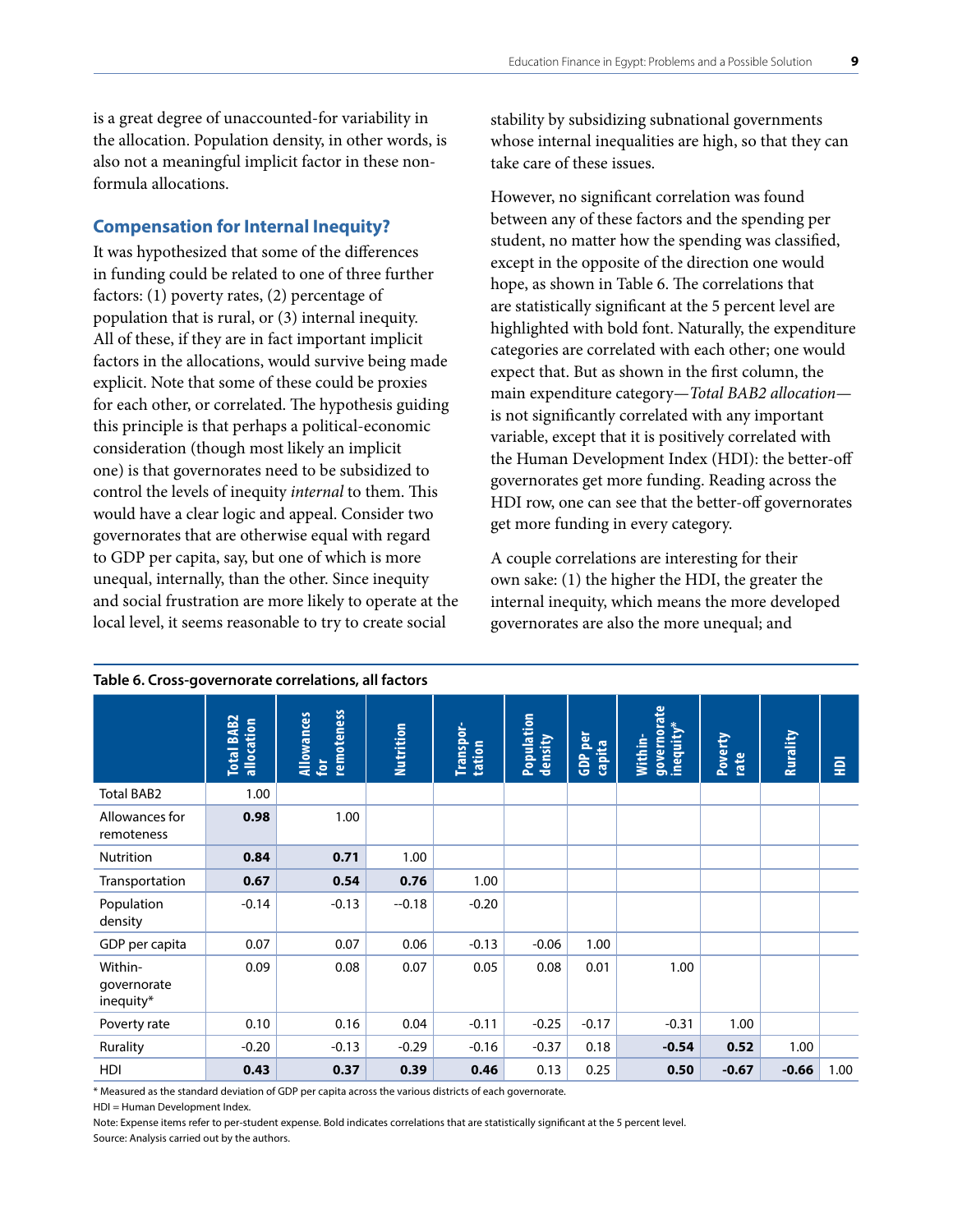is a great degree of unaccounted-for variability in the allocation. Population density, in other words, is also not a meaningful implicit factor in these non-formula allocations.

### Compensation for Internal Inequity?

It was hypothesized that some of the differences in funding could be related to one of three further factors: (1) poverty rates, (2) percentage of population that is rural, or (3) internal inequity. All of these, if they are in fact important implicit factors in the allocations, would survive being made explicit. Note that some of these could be proxies for each other, or correlated. The hypothesis guiding this principle is that perhaps a political-economic consideration (though most likely an implicit one) is that governorates need to be subsidized to control the levels of inequity *internal* to them. This would have a clear logic and appeal. Consider two governorates that are otherwise equal with regard to GDP per capita, say, but one of which is more unequal, internally, than the other. Since inequity and social frustration are more likely to operate at the local level, it seems reasonable to try to create social stability by subsidizing subnational governments whose internal inequalities are high, so that they can take care of these issues.

However, no significant correlation was found between any of these factors and the spending per student, no matter how the spending was classified, except in the opposite of the direction one would hope, as shown in Table 6. The correlations that are statistically significant at the 5 percent level are highlighted with bold font. Naturally, the expenditure categories are correlated with each other; one would expect that. But as shown in the first column, the main expenditure category—*Total BAB2 allocation*—is not significantly correlated with any important variable, except that it is positively correlated with the Human Development Index (HDI): the better-off governorates get more funding. Reading across the HDI row, one can see that the better-off governorates get more funding in every category.

A couple correlations are interesting for their own sake: (1) the higher the HDI, the greater the internal inequity, which means the more developed governorates are also the more unequal; and

**Table 6. Cross-governorate correlations, all factors**

| | Total BAB2 allocation | Allowances for remoteness | Nutrition | Transportation | Population density | GDP per capita | Within-governorate inequity* | Poverty rate | Rurality | HDI |
|---|---|---|---|---|---|---|---|---|---|---|
| Total BAB2 | 1.00 | | | | | | | | | |
| Allowances for remoteness | **0.98** | 1.00 | | | | | | | | |
| Nutrition | **0.84** | **0.71** | 1.00 | | | | | | | |
| Transportation | **0.67** | **0.54** | **0.76** | 1.00 | | | | | | |
| Population density | -0.14 | -0.13 | --0.18 | -0.20 | | | | | | |
| GDP per capita | 0.07 | 0.07 | 0.06 | -0.13 | -0.06 | 1.00 | | | | |
| Within-governorate inequity* | 0.09 | 0.08 | 0.07 | 0.05 | 0.08 | 0.01 | 1.00 | | | |
| Poverty rate | 0.10 | 0.16 | 0.04 | -0.11 | -0.25 | -0.17 | -0.31 | 1.00 | | |
| Rurality | -0.20 | -0.13 | -0.29 | -0.16 | -0.37 | 0.18 | **-0.54** | **0.52** | 1.00 | |
| HDI | **0.43** | **0.37** | **0.39** | **0.46** | 0.13 | 0.25 | **0.50** | **-0.67** | **-0.66** | 1.00 |

\* Measured as the standard deviation of GDP per capita across the various districts of each governorate.

HDI = Human Development Index.

Note: Expense items refer to per-student expense. Bold indicates correlations that are statistically significant at the 5 percent level.

Source: Analysis carried out by the authors.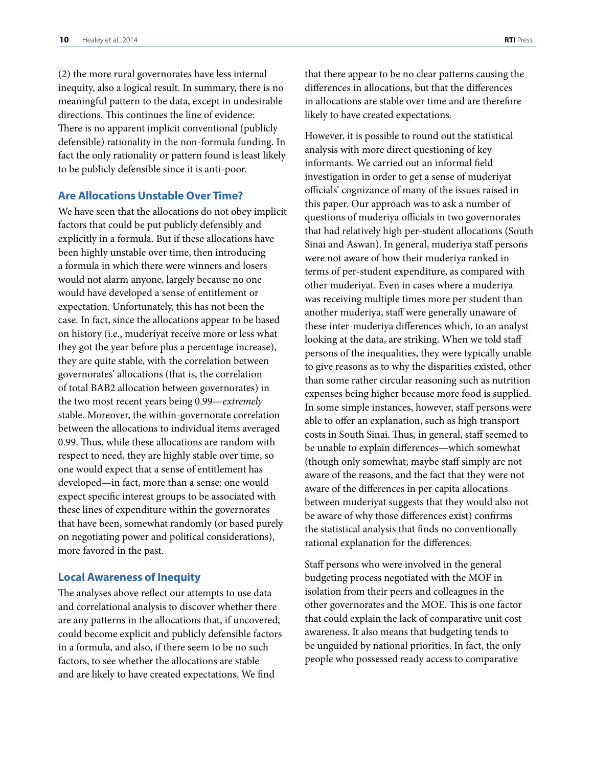(2) the more rural governorates have less internal inequity, also a logical result. In summary, there is no meaningful pattern to the data, except in undesirable directions. This continues the line of evidence: There is no apparent implicit conventional (publicly defensible) rationality in the non-formula funding. In fact the only rationality or pattern found is least likely to be publicly defensible since it is anti-poor.

### Are Allocations Unstable Over Time?

We have seen that the allocations do not obey implicit factors that could be put publicly defensibly and explicitly in a formula. But if these allocations have been highly unstable over time, then introducing a formula in which there were winners and losers would not alarm anyone, largely because no one would have developed a sense of entitlement or expectation. Unfortunately, this has not been the case. In fact, since the allocations appear to be based on history (i.e., muderiyat receive more or less what they got the year before plus a percentage increase), they are quite stable, with the correlation between governorates' allocations (that is, the correlation of total BAB2 allocation between governorates) in the two most recent years being 0.99—*extremely* stable. Moreover, the within-governorate correlation between the allocations to individual items averaged 0.99. Thus, while these allocations are random with respect to need, they are highly stable over time, so one would expect that a sense of entitlement has developed—in fact, more than a sense: one would expect specific interest groups to be associated with these lines of expenditure within the governorates that have been, somewhat randomly (or based purely on negotiating power and political considerations), more favored in the past.

### Local Awareness of Inequity

The analyses above reflect our attempts to use data and correlational analysis to discover whether there are any patterns in the allocations that, if uncovered, could become explicit and publicly defensible factors in a formula, and also, if there seem to be no such factors, to see whether the allocations are stable and are likely to have created expectations. We find that there appear to be no clear patterns causing the differences in allocations, but that the differences in allocations are stable over time and are therefore likely to have created expectations.

However, it is possible to round out the statistical analysis with more direct questioning of key informants. We carried out an informal field investigation in order to get a sense of muderiyat officials' cognizance of many of the issues raised in this paper. Our approach was to ask a number of questions of muderiya officials in two governorates that had relatively high per-student allocations (South Sinai and Aswan). In general, muderiya staff persons were not aware of how their muderiya ranked in terms of per-student expenditure, as compared with other muderiyat. Even in cases where a muderiya was receiving multiple times more per student than another muderiya, staff were generally unaware of these inter-muderiya differences which, to an analyst looking at the data, are striking. When we told staff persons of the inequalities, they were typically unable to give reasons as to why the disparities existed, other than some rather circular reasoning such as nutrition expenses being higher because more food is supplied. In some simple instances, however, staff persons were able to offer an explanation, such as high transport costs in South Sinai. Thus, in general, staff seemed to be unable to explain differences—which somewhat (though only somewhat; maybe staff simply are not aware of the reasons, and the fact that they were not aware of the differences in per capita allocations between muderiyat suggests that they would also not be aware of why those differences exist) confirms the statistical analysis that finds no conventionally rational explanation for the differences.

Staff persons who were involved in the general budgeting process negotiated with the MOF in isolation from their peers and colleagues in the other governorates and the MOE. This is one factor that could explain the lack of comparative unit cost awareness. It also means that budgeting tends to be unguided by national priorities. In fact, the only people who possessed ready access to comparative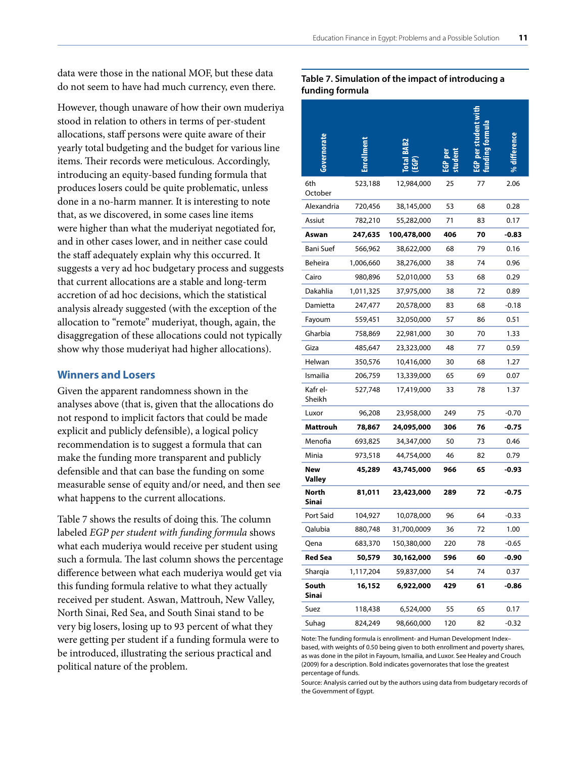data were those in the national MOF, but these data do not seem to have had much currency, even there.

However, though unaware of how their own muderiya stood in relation to others in terms of per-student allocations, staff persons were quite aware of their yearly total budgeting and the budget for various line items. Their records were meticulous. Accordingly, introducing an equity-based funding formula that produces losers could be quite problematic, unless done in a no-harm manner. It is interesting to note that, as we discovered, in some cases line items were higher than what the muderiyat negotiated for, and in other cases lower, and in neither case could the staff adequately explain why this occurred. It suggests a very ad hoc budgetary process and suggests that current allocations are a stable and long-term accretion of ad hoc decisions, which the statistical analysis already suggested (with the exception of the allocation to "remote" muderiyat, though, again, the disaggregation of these allocations could not typically show why those muderiyat had higher allocations).

## Winners and Losers

Given the apparent randomness shown in the analyses above (that is, given that the allocations do not respond to implicit factors that could be made explicit and publicly defensible), a logical policy recommendation is to suggest a formula that can make the funding more transparent and publicly defensible and that can base the funding on some measurable sense of equity and/or need, and then see what happens to the current allocations.

Table 7 shows the results of doing this. The column labeled *EGP per student with funding formula* shows what each muderiya would receive per student using such a formula. The last column shows the percentage difference between what each muderiya would get via this funding formula relative to what they actually received per student. Aswan, Mattrouh, New Valley, North Sinai, Red Sea, and South Sinai stand to be very big losers, losing up to 93 percent of what they were getting per student if a funding formula were to be introduced, illustrating the serious practical and political nature of the problem.

**Table 7. Simulation of the impact of introducing a funding formula**

| Governorate | Enrollment | Total BAB2 (EGP) | EGP per student | EGP per student with funding formula | % difference |
|---|---|---|---|---|---|
| 6th October | 523,188 | 12,984,000 | 25 | 77 | 2.06 |
| Alexandria | 720,456 | 38,145,000 | 53 | 68 | 0.28 |
| Assiut | 782,210 | 55,282,000 | 71 | 83 | 0.17 |
| **Aswan** | **247,635** | **100,478,000** | **406** | **70** | **-0.83** |
| Bani Suef | 566,962 | 38,622,000 | 68 | 79 | 0.16 |
| Beheira | 1,006,660 | 38,276,000 | 38 | 74 | 0.96 |
| Cairo | 980,896 | 52,010,000 | 53 | 68 | 0.29 |
| Dakahlia | 1,011,325 | 37,975,000 | 38 | 72 | 0.89 |
| Damietta | 247,477 | 20,578,000 | 83 | 68 | -0.18 |
| Fayoum | 559,451 | 32,050,000 | 57 | 86 | 0.51 |
| Gharbia | 758,869 | 22,981,000 | 30 | 70 | 1.33 |
| Giza | 485,647 | 23,323,000 | 48 | 77 | 0.59 |
| Helwan | 350,576 | 10,416,000 | 30 | 68 | 1.27 |
| Ismailia | 206,759 | 13,339,000 | 65 | 69 | 0.07 |
| Kafr el-Sheikh | 527,748 | 17,419,000 | 33 | 78 | 1.37 |
| Luxor | 96,208 | 23,958,000 | 249 | 75 | -0.70 |
| **Mattrouh** | **78,867** | **24,095,000** | **306** | **76** | **-0.75** |
| Menofia | 693,825 | 34,347,000 | 50 | 73 | 0.46 |
| Minia | 973,518 | 44,754,000 | 46 | 82 | 0.79 |
| **New Valley** | **45,289** | **43,745,000** | **966** | **65** | **-0.93** |
| **North Sinai** | **81,011** | **23,423,000** | **289** | **72** | **-0.75** |
| Port Said | 104,927 | 10,078,000 | 96 | 64 | -0.33 |
| Qalubia | 880,748 | 31,700,0009 | 36 | 72 | 1.00 |
| Qena | 683,370 | 150,380,000 | 220 | 78 | -0.65 |
| **Red Sea** | **50,579** | **30,162,000** | **596** | **60** | **-0.90** |
| Sharqia | 1,117,204 | 59,837,000 | 54 | 74 | 0.37 |
| **South Sinai** | **16,152** | **6,922,000** | **429** | **61** | **-0.86** |
| Suez | 118,438 | 6,524,000 | 55 | 65 | 0.17 |
| Suhag | 824,249 | 98,660,000 | 120 | 82 | -0.32 |

Note: The funding formula is enrollment- and Human Development Index–based, with weights of 0.50 being given to both enrollment and poverty shares, as was done in the pilot in Fayoum, Ismailia, and Luxor. See Healey and Crouch (2009) for a description. Bold indicates governorates that lose the greatest percentage of funds.

Source: Analysis carried out by the authors using data from budgetary records of the Government of Egypt.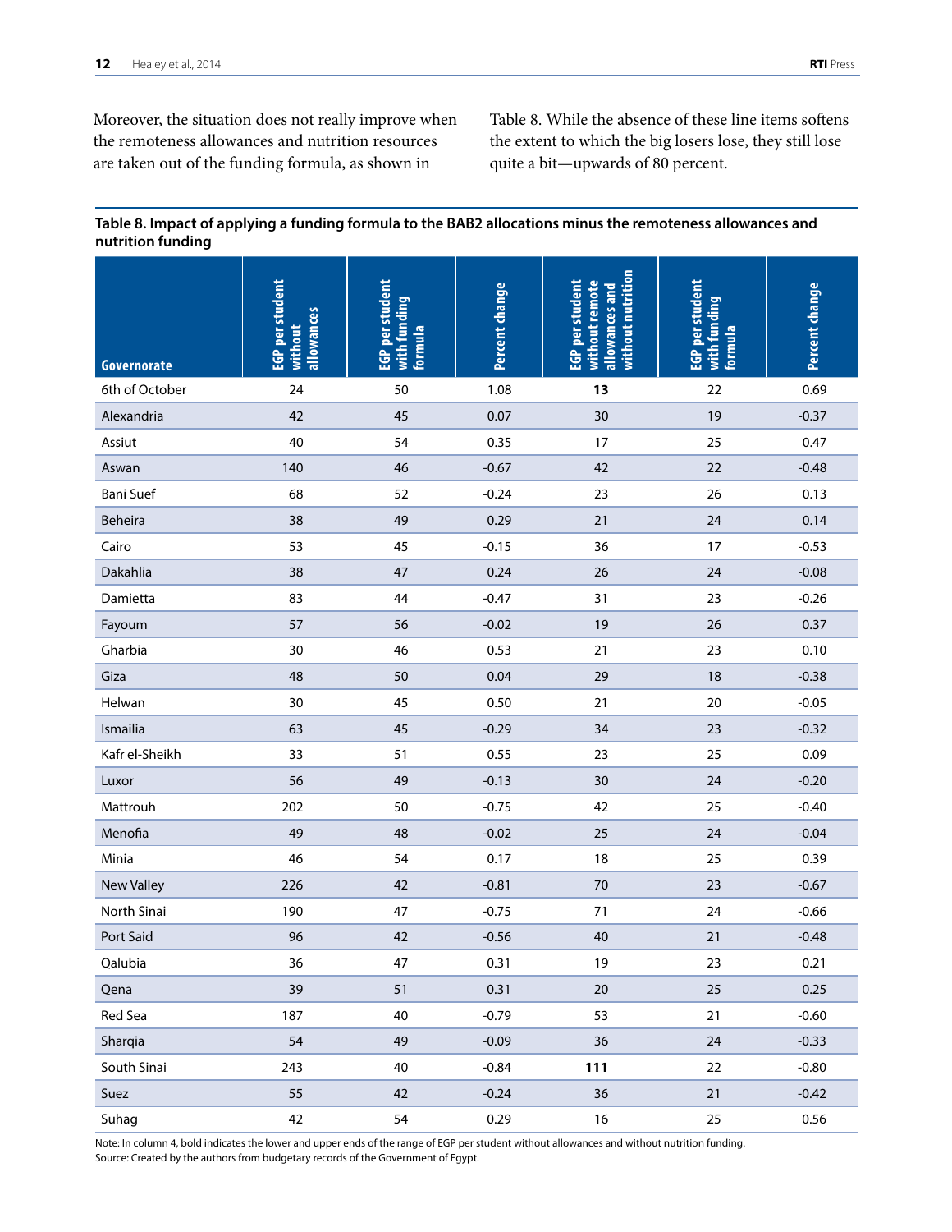Moreover, the situation does not really improve when the remoteness allowances and nutrition resources are taken out of the funding formula, as shown in Table 8. While the absence of these line items softens the extent to which the big losers lose, they still lose quite a bit—upwards of 80 percent.

**Table 8. Impact of applying a funding formula to the BAB2 allocations minus the remoteness allowances and nutrition funding**

| Governorate | EGP per student without allowances | EGP per student with funding formula | Percent change | EGP per student without remote allowances and without nutrition | EGP per student with funding formula | Percent change |
|---|---|---|---|---|---|---|
| 6th of October | 24 | 50 | 1.08 | **13** | 22 | 0.69 |
| Alexandria | 42 | 45 | 0.07 | 30 | 19 | -0.37 |
| Assiut | 40 | 54 | 0.35 | 17 | 25 | 0.47 |
| Aswan | 140 | 46 | -0.67 | 42 | 22 | -0.48 |
| Bani Suef | 68 | 52 | -0.24 | 23 | 26 | 0.13 |
| Beheira | 38 | 49 | 0.29 | 21 | 24 | 0.14 |
| Cairo | 53 | 45 | -0.15 | 36 | 17 | -0.53 |
| Dakahlia | 38 | 47 | 0.24 | 26 | 24 | -0.08 |
| Damietta | 83 | 44 | -0.47 | 31 | 23 | -0.26 |
| Fayoum | 57 | 56 | -0.02 | 19 | 26 | 0.37 |
| Gharbia | 30 | 46 | 0.53 | 21 | 23 | 0.10 |
| Giza | 48 | 50 | 0.04 | 29 | 18 | -0.38 |
| Helwan | 30 | 45 | 0.50 | 21 | 20 | -0.05 |
| Ismailia | 63 | 45 | -0.29 | 34 | 23 | -0.32 |
| Kafr el-Sheikh | 33 | 51 | 0.55 | 23 | 25 | 0.09 |
| Luxor | 56 | 49 | -0.13 | 30 | 24 | -0.20 |
| Mattrouh | 202 | 50 | -0.75 | 42 | 25 | -0.40 |
| Menofia | 49 | 48 | -0.02 | 25 | 24 | -0.04 |
| Minia | 46 | 54 | 0.17 | 18 | 25 | 0.39 |
| New Valley | 226 | 42 | -0.81 | 70 | 23 | -0.67 |
| North Sinai | 190 | 47 | -0.75 | 71 | 24 | -0.66 |
| Port Said | 96 | 42 | -0.56 | 40 | 21 | -0.48 |
| Qalubia | 36 | 47 | 0.31 | 19 | 23 | 0.21 |
| Qena | 39 | 51 | 0.31 | 20 | 25 | 0.25 |
| Red Sea | 187 | 40 | -0.79 | 53 | 21 | -0.60 |
| Sharqia | 54 | 49 | -0.09 | 36 | 24 | -0.33 |
| South Sinai | 243 | 40 | -0.84 | **111** | 22 | -0.80 |
| Suez | 55 | 42 | -0.24 | 36 | 21 | -0.42 |
| Suhag | 42 | 54 | 0.29 | 16 | 25 | 0.56 |

Note: In column 4, bold indicates the lower and upper ends of the range of EGP per student without allowances and without nutrition funding.
Source: Created by the authors from budgetary records of the Government of Egypt.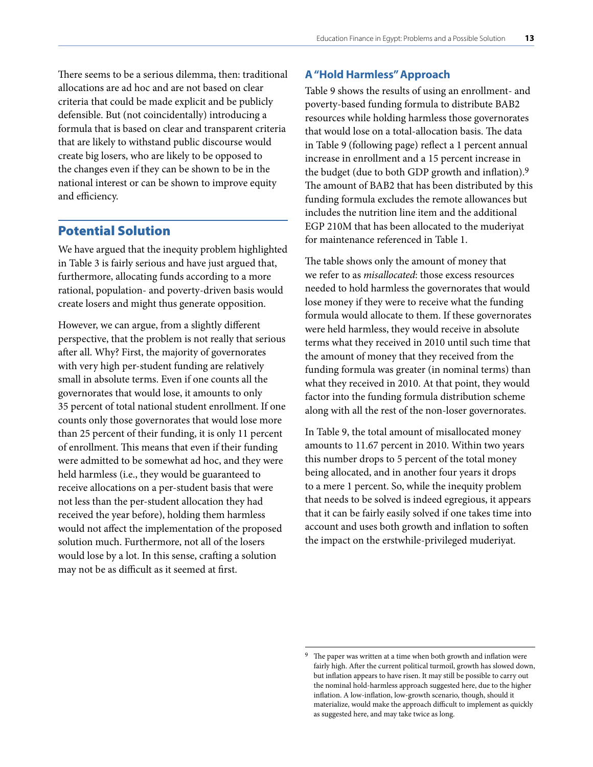There seems to be a serious dilemma, then: traditional allocations are ad hoc and are not based on clear criteria that could be made explicit and be publicly defensible. But (not coincidentally) introducing a formula that is based on clear and transparent criteria that are likely to withstand public discourse would create big losers, who are likely to be opposed to the changes even if they can be shown to be in the national interest or can be shown to improve equity and efficiency.

## Potential Solution

We have argued that the inequity problem highlighted in Table 3 is fairly serious and have just argued that, furthermore, allocating funds according to a more rational, population- and poverty-driven basis would create losers and might thus generate opposition.

However, we can argue, from a slightly different perspective, that the problem is not really that serious after all. Why? First, the majority of governorates with very high per-student funding are relatively small in absolute terms. Even if one counts all the governorates that would lose, it amounts to only 35 percent of total national student enrollment. If one counts only those governorates that would lose more than 25 percent of their funding, it is only 11 percent of enrollment. This means that even if their funding were admitted to be somewhat ad hoc, and they were held harmless (i.e., they would be guaranteed to receive allocations on a per-student basis that were not less than the per-student allocation they had received the year before), holding them harmless would not affect the implementation of the proposed solution much. Furthermore, not all of the losers would lose by a lot. In this sense, crafting a solution may not be as difficult as it seemed at first.

### A "Hold Harmless" Approach

Table 9 shows the results of using an enrollment- and poverty-based funding formula to distribute BAB2 resources while holding harmless those governorates that would lose on a total-allocation basis. The data in Table 9 (following page) reflect a 1 percent annual increase in enrollment and a 15 percent increase in the budget (due to both GDP growth and inflation).[9] The amount of BAB2 that has been distributed by this funding formula excludes the remote allowances but includes the nutrition line item and the additional EGP 210M that has been allocated to the muderiyat for maintenance referenced in Table 1.

The table shows only the amount of money that we refer to as *misallocated*: those excess resources needed to hold harmless the governorates that would lose money if they were to receive what the funding formula would allocate to them. If these governorates were held harmless, they would receive in absolute terms what they received in 2010 until such time that the amount of money that they received from the funding formula was greater (in nominal terms) than what they received in 2010. At that point, they would factor into the funding formula distribution scheme along with all the rest of the non-loser governorates.

In Table 9, the total amount of misallocated money amounts to 11.67 percent in 2010. Within two years this number drops to 5 percent of the total money being allocated, and in another four years it drops to a mere 1 percent. So, while the inequity problem that needs to be solved is indeed egregious, it appears that it can be fairly easily solved if one takes time into account and uses both growth and inflation to soften the impact on the erstwhile-privileged muderiyat.

[9] The paper was written at a time when both growth and inflation were fairly high. After the current political turmoil, growth has slowed down, but inflation appears to have risen. It may still be possible to carry out the nominal hold-harmless approach suggested here, due to the higher inflation. A low-inflation, low-growth scenario, though, should it materialize, would make the approach difficult to implement as quickly as suggested here, and may take twice as long.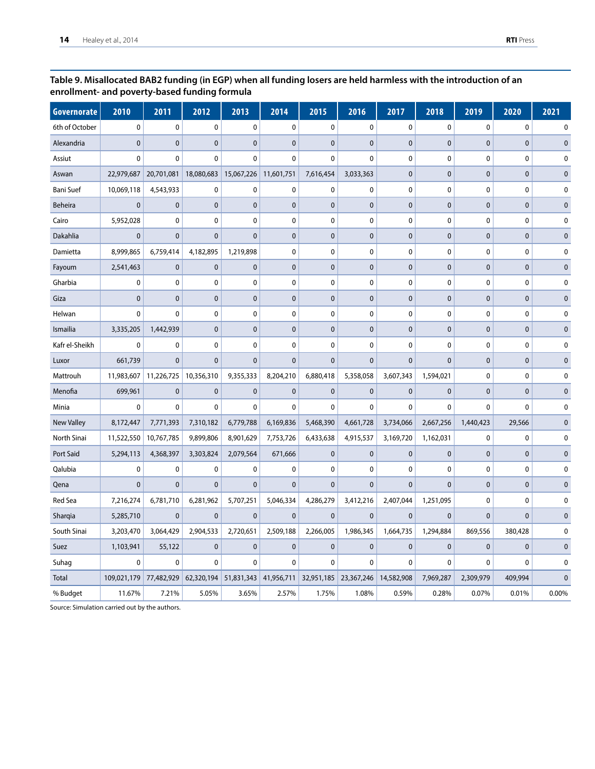**Table 9. Misallocated BAB2 funding (in EGP) when all funding losers are held harmless with the introduction of an enrollment- and poverty-based funding formula**

| Governorate | 2010 | 2011 | 2012 | 2013 | 2014 | 2015 | 2016 | 2017 | 2018 | 2019 | 2020 | 2021 |
|---|---|---|---|---|---|---|---|---|---|---|---|---|
| 6th of October | 0 | 0 | 0 | 0 | 0 | 0 | 0 | 0 | 0 | 0 | 0 | 0 |
| Alexandria | 0 | 0 | 0 | 0 | 0 | 0 | 0 | 0 | 0 | 0 | 0 | 0 |
| Assiut | 0 | 0 | 0 | 0 | 0 | 0 | 0 | 0 | 0 | 0 | 0 | 0 |
| Aswan | 22,979,687 | 20,701,081 | 18,080,683 | 15,067,226 | 11,601,751 | 7,616,454 | 3,033,363 | 0 | 0 | 0 | 0 | 0 |
| Bani Suef | 10,069,118 | 4,543,933 | 0 | 0 | 0 | 0 | 0 | 0 | 0 | 0 | 0 | 0 |
| Beheira | 0 | 0 | 0 | 0 | 0 | 0 | 0 | 0 | 0 | 0 | 0 | 0 |
| Cairo | 5,952,028 | 0 | 0 | 0 | 0 | 0 | 0 | 0 | 0 | 0 | 0 | 0 |
| Dakahlia | 0 | 0 | 0 | 0 | 0 | 0 | 0 | 0 | 0 | 0 | 0 | 0 |
| Damietta | 8,999,865 | 6,759,414 | 4,182,895 | 1,219,898 | 0 | 0 | 0 | 0 | 0 | 0 | 0 | 0 |
| Fayoum | 2,541,463 | 0 | 0 | 0 | 0 | 0 | 0 | 0 | 0 | 0 | 0 | 0 |
| Gharbia | 0 | 0 | 0 | 0 | 0 | 0 | 0 | 0 | 0 | 0 | 0 | 0 |
| Giza | 0 | 0 | 0 | 0 | 0 | 0 | 0 | 0 | 0 | 0 | 0 | 0 |
| Helwan | 0 | 0 | 0 | 0 | 0 | 0 | 0 | 0 | 0 | 0 | 0 | 0 |
| Ismailia | 3,335,205 | 1,442,939 | 0 | 0 | 0 | 0 | 0 | 0 | 0 | 0 | 0 | 0 |
| Kafr el-Sheikh | 0 | 0 | 0 | 0 | 0 | 0 | 0 | 0 | 0 | 0 | 0 | 0 |
| Luxor | 661,739 | 0 | 0 | 0 | 0 | 0 | 0 | 0 | 0 | 0 | 0 | 0 |
| Mattrouh | 11,983,607 | 11,226,725 | 10,356,310 | 9,355,333 | 8,204,210 | 6,880,418 | 5,358,058 | 3,607,343 | 1,594,021 | 0 | 0 | 0 |
| Menofia | 699,961 | 0 | 0 | 0 | 0 | 0 | 0 | 0 | 0 | 0 | 0 | 0 |
| Minia | 0 | 0 | 0 | 0 | 0 | 0 | 0 | 0 | 0 | 0 | 0 | 0 |
| New Valley | 8,172,447 | 7,771,393 | 7,310,182 | 6,779,788 | 6,169,836 | 5,468,390 | 4,661,728 | 3,734,066 | 2,667,256 | 1,440,423 | 29,566 | 0 |
| North Sinai | 11,522,550 | 10,767,785 | 9,899,806 | 8,901,629 | 7,753,726 | 6,433,638 | 4,915,537 | 3,169,720 | 1,162,031 | 0 | 0 | 0 |
| Port Said | 5,294,113 | 4,368,397 | 3,303,824 | 2,079,564 | 671,666 | 0 | 0 | 0 | 0 | 0 | 0 | 0 |
| Qalubia | 0 | 0 | 0 | 0 | 0 | 0 | 0 | 0 | 0 | 0 | 0 | 0 |
| Qena | 0 | 0 | 0 | 0 | 0 | 0 | 0 | 0 | 0 | 0 | 0 | 0 |
| Red Sea | 7,216,274 | 6,781,710 | 6,281,962 | 5,707,251 | 5,046,334 | 4,286,279 | 3,412,216 | 2,407,044 | 1,251,095 | 0 | 0 | 0 |
| Sharqia | 5,285,710 | 0 | 0 | 0 | 0 | 0 | 0 | 0 | 0 | 0 | 0 | 0 |
| South Sinai | 3,203,470 | 3,064,429 | 2,904,533 | 2,720,651 | 2,509,188 | 2,266,005 | 1,986,345 | 1,664,735 | 1,294,884 | 869,556 | 380,428 | 0 |
| Suez | 1,103,941 | 55,122 | 0 | 0 | 0 | 0 | 0 | 0 | 0 | 0 | 0 | 0 |
| Suhag | 0 | 0 | 0 | 0 | 0 | 0 | 0 | 0 | 0 | 0 | 0 | 0 |
| Total | 109,021,179 | 77,482,929 | 62,320,194 | 51,831,343 | 41,956,711 | 32,951,185 | 23,367,246 | 14,582,908 | 7,969,287 | 2,309,979 | 409,994 | 0 |
| % Budget | 11.67% | 7.21% | 5.05% | 3.65% | 2.57% | 1.75% | 1.08% | 0.59% | 0.28% | 0.07% | 0.01% | 0.00% |

Source: Simulation carried out by the authors.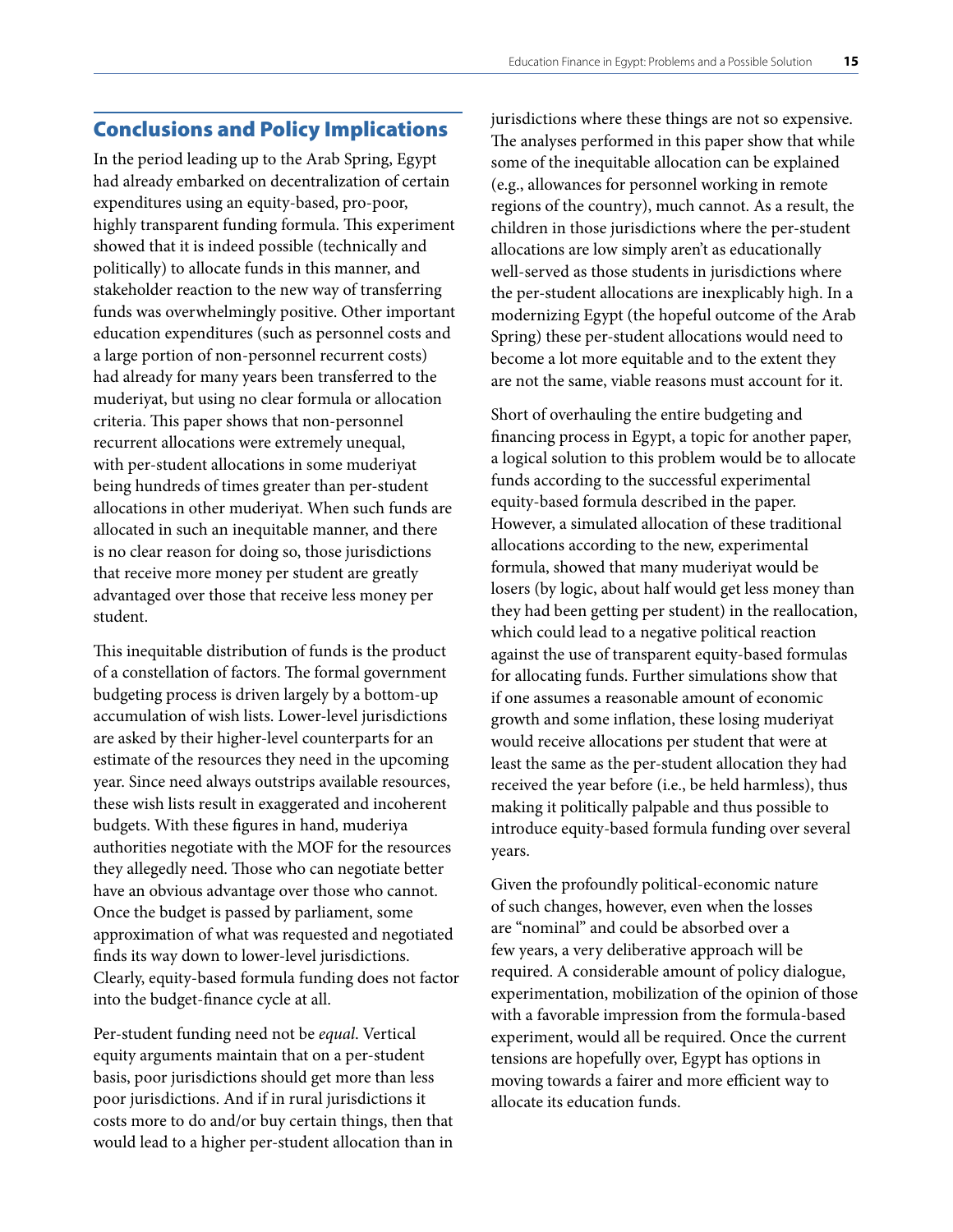## Conclusions and Policy Implications

In the period leading up to the Arab Spring, Egypt had already embarked on decentralization of certain expenditures using an equity-based, pro-poor, highly transparent funding formula. This experiment showed that it is indeed possible (technically and politically) to allocate funds in this manner, and stakeholder reaction to the new way of transferring funds was overwhelmingly positive. Other important education expenditures (such as personnel costs and a large portion of non-personnel recurrent costs) had already for many years been transferred to the muderiyat, but using no clear formula or allocation criteria. This paper shows that non-personnel recurrent allocations were extremely unequal, with per-student allocations in some muderiyat being hundreds of times greater than per-student allocations in other muderiyat. When such funds are allocated in such an inequitable manner, and there is no clear reason for doing so, those jurisdictions that receive more money per student are greatly advantaged over those that receive less money per student.

This inequitable distribution of funds is the product of a constellation of factors. The formal government budgeting process is driven largely by a bottom-up accumulation of wish lists. Lower-level jurisdictions are asked by their higher-level counterparts for an estimate of the resources they need in the upcoming year. Since need always outstrips available resources, these wish lists result in exaggerated and incoherent budgets. With these figures in hand, muderiya authorities negotiate with the MOF for the resources they allegedly need. Those who can negotiate better have an obvious advantage over those who cannot. Once the budget is passed by parliament, some approximation of what was requested and negotiated finds its way down to lower-level jurisdictions. Clearly, equity-based formula funding does not factor into the budget-finance cycle at all.

Per-student funding need not be *equal*. Vertical equity arguments maintain that on a per-student basis, poor jurisdictions should get more than less poor jurisdictions. And if in rural jurisdictions it costs more to do and/or buy certain things, then that would lead to a higher per-student allocation than in jurisdictions where these things are not so expensive. The analyses performed in this paper show that while some of the inequitable allocation can be explained (e.g., allowances for personnel working in remote regions of the country), much cannot. As a result, the children in those jurisdictions where the per-student allocations are low simply aren't as educationally well-served as those students in jurisdictions where the per-student allocations are inexplicably high. In a modernizing Egypt (the hopeful outcome of the Arab Spring) these per-student allocations would need to become a lot more equitable and to the extent they are not the same, viable reasons must account for it.

Short of overhauling the entire budgeting and financing process in Egypt, a topic for another paper, a logical solution to this problem would be to allocate funds according to the successful experimental equity-based formula described in the paper. However, a simulated allocation of these traditional allocations according to the new, experimental formula, showed that many muderiyat would be losers (by logic, about half would get less money than they had been getting per student) in the reallocation, which could lead to a negative political reaction against the use of transparent equity-based formulas for allocating funds. Further simulations show that if one assumes a reasonable amount of economic growth and some inflation, these losing muderiyat would receive allocations per student that were at least the same as the per-student allocation they had received the year before (i.e., be held harmless), thus making it politically palpable and thus possible to introduce equity-based formula funding over several years.

Given the profoundly political-economic nature of such changes, however, even when the losses are "nominal" and could be absorbed over a few years, a very deliberative approach will be required. A considerable amount of policy dialogue, experimentation, mobilization of the opinion of those with a favorable impression from the formula-based experiment, would all be required. Once the current tensions are hopefully over, Egypt has options in moving towards a fairer and more efficient way to allocate its education funds.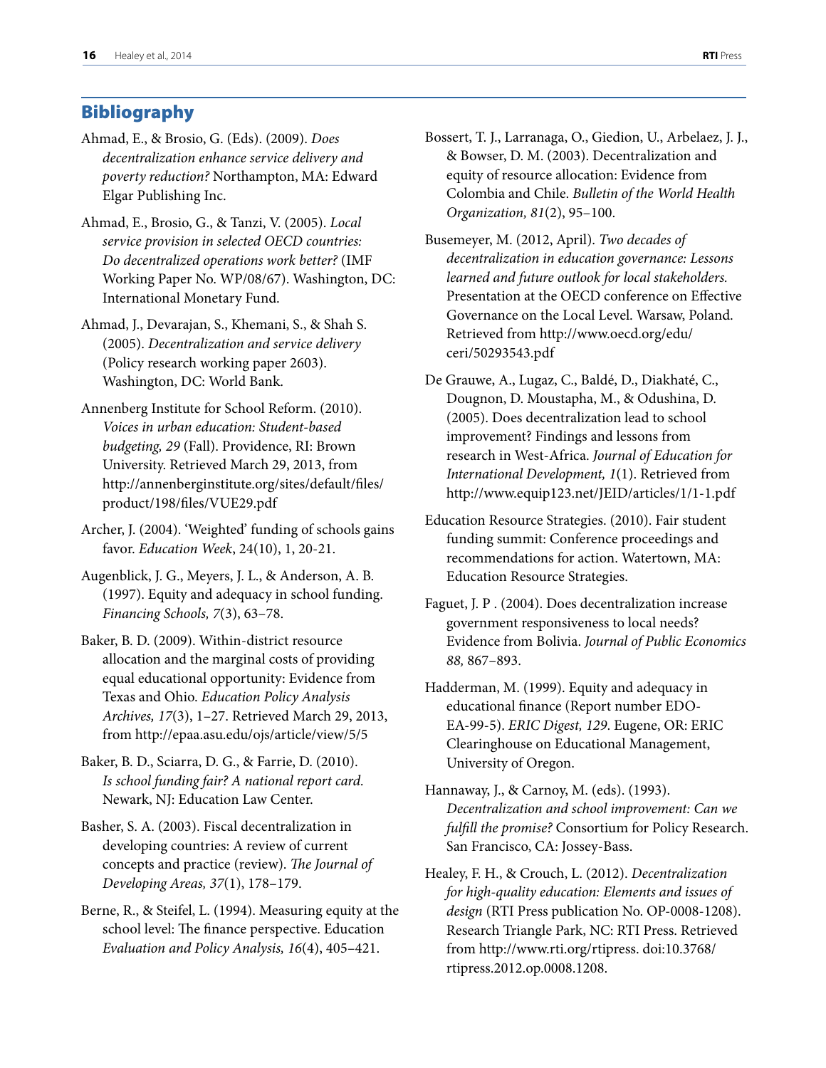## Bibliography

Ahmad, E., & Brosio, G. (Eds). (2009). *Does decentralization enhance service delivery and poverty reduction?* Northampton, MA: Edward Elgar Publishing Inc.

Ahmad, E., Brosio, G., & Tanzi, V. (2005). *Local service provision in selected OECD countries: Do decentralized operations work better?* (IMF Working Paper No. WP/08/67). Washington, DC: International Monetary Fund.

Ahmad, J., Devarajan, S., Khemani, S., & Shah S. (2005). *Decentralization and service delivery* (Policy research working paper 2603). Washington, DC: World Bank.

Annenberg Institute for School Reform. (2010). *Voices in urban education: Student-based budgeting, 29* (Fall). Providence, RI: Brown University. Retrieved March 29, 2013, from http://annenberginstitute.org/sites/default/files/product/198/files/VUE29.pdf

Archer, J. (2004). 'Weighted' funding of schools gains favor. *Education Week*, 24(10), 1, 20-21.

Augenblick, J. G., Meyers, J. L., & Anderson, A. B. (1997). Equity and adequacy in school funding. *Financing Schools, 7*(3), 63–78.

Baker, B. D. (2009). Within-district resource allocation and the marginal costs of providing equal educational opportunity: Evidence from Texas and Ohio. *Education Policy Analysis Archives, 17*(3), 1–27. Retrieved March 29, 2013, from http://epaa.asu.edu/ojs/article/view/5/5

Baker, B. D., Sciarra, D. G., & Farrie, D. (2010). *Is school funding fair? A national report card.* Newark, NJ: Education Law Center.

Basher, S. A. (2003). Fiscal decentralization in developing countries: A review of current concepts and practice (review). *The Journal of Developing Areas, 37*(1), 178–179.

Berne, R., & Steifel, L. (1994). Measuring equity at the school level: The finance perspective. Education *Evaluation and Policy Analysis, 16*(4), 405–421.

Bossert, T. J., Larranaga, O., Giedion, U., Arbelaez, J. J., & Bowser, D. M. (2003). Decentralization and equity of resource allocation: Evidence from Colombia and Chile. *Bulletin of the World Health Organization, 81*(2), 95–100.

Busemeyer, M. (2012, April). *Two decades of decentralization in education governance: Lessons learned and future outlook for local stakeholders.* Presentation at the OECD conference on Effective Governance on the Local Level. Warsaw, Poland. Retrieved from http://www.oecd.org/edu/ceri/50293543.pdf

De Grauwe, A., Lugaz, C., Baldé, D., Diakhaté, C., Dougnon, D. Moustapha, M., & Odushina, D. (2005). Does decentralization lead to school improvement? Findings and lessons from research in West-Africa. *Journal of Education for International Development, 1*(1). Retrieved from http://www.equip123.net/JEID/articles/1/1-1.pdf

Education Resource Strategies. (2010). Fair student funding summit: Conference proceedings and recommendations for action. Watertown, MA: Education Resource Strategies.

Faguet, J. P . (2004). Does decentralization increase government responsiveness to local needs? Evidence from Bolivia. *Journal of Public Economics 88,* 867–893.

Hadderman, M. (1999). Equity and adequacy in educational finance (Report number EDO-EA-99-5). *ERIC Digest, 129*. Eugene, OR: ERIC Clearinghouse on Educational Management, University of Oregon.

Hannaway, J., & Carnoy, M. (eds). (1993). *Decentralization and school improvement: Can we fulfill the promise?* Consortium for Policy Research. San Francisco, CA: Jossey-Bass.

Healey, F. H., & Crouch, L. (2012). *Decentralization for high-quality education: Elements and issues of design* (RTI Press publication No. OP-0008-1208). Research Triangle Park, NC: RTI Press. Retrieved from http://www.rti.org/rtipress. doi:10.3768/rtipress.2012.op.0008.1208.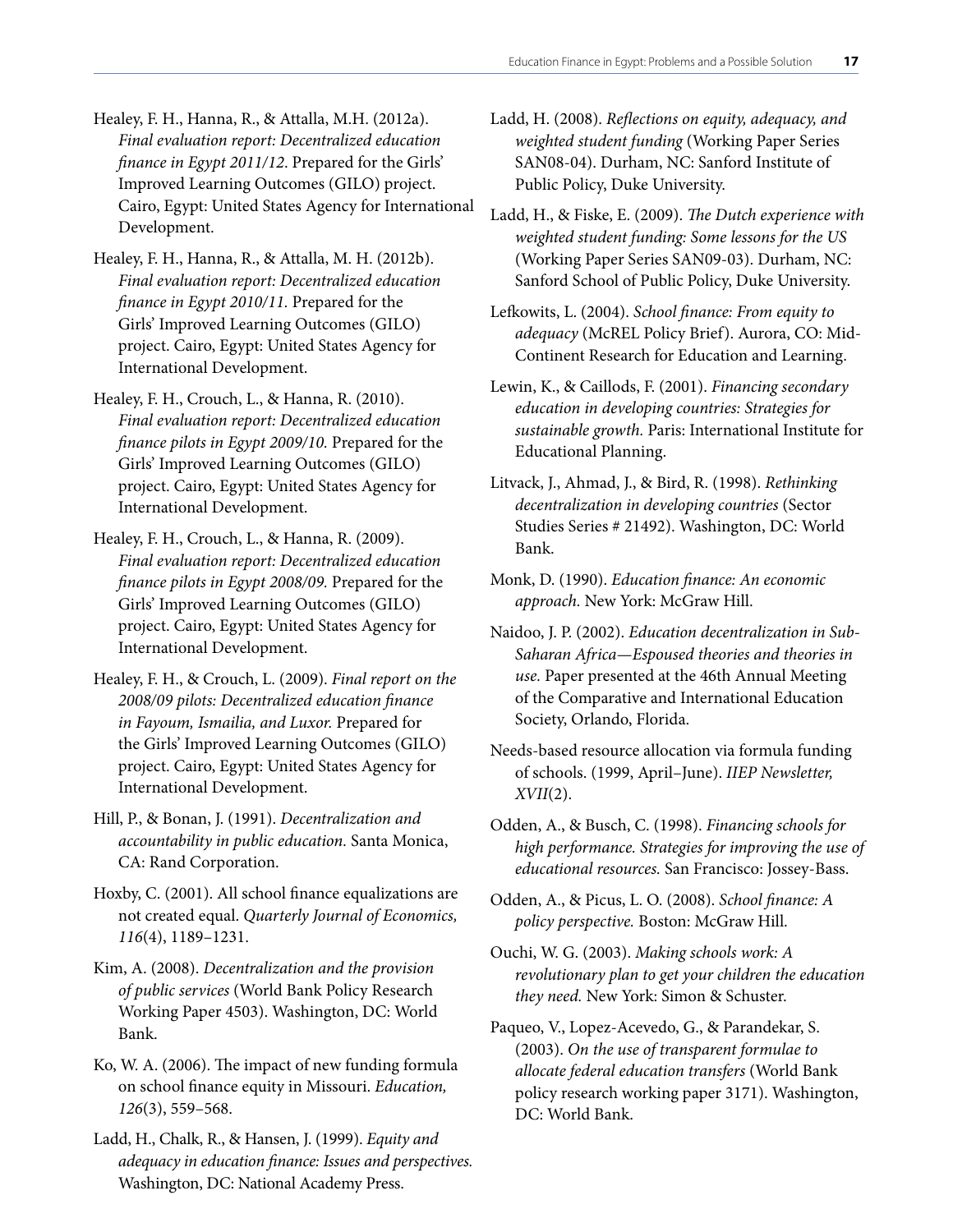Healey, F. H., Hanna, R., & Attalla, M.H. (2012a). *Final evaluation report: Decentralized education finance in Egypt 2011/12*. Prepared for the Girls' Improved Learning Outcomes (GILO) project. Cairo, Egypt: United States Agency for International Development.

Healey, F. H., Hanna, R., & Attalla, M. H. (2012b). *Final evaluation report: Decentralized education finance in Egypt 2010/11.* Prepared for the Girls' Improved Learning Outcomes (GILO) project. Cairo, Egypt: United States Agency for International Development.

Healey, F. H., Crouch, L., & Hanna, R. (2010). *Final evaluation report: Decentralized education finance pilots in Egypt 2009/10.* Prepared for the Girls' Improved Learning Outcomes (GILO) project. Cairo, Egypt: United States Agency for International Development.

Healey, F. H., Crouch, L., & Hanna, R. (2009). *Final evaluation report: Decentralized education finance pilots in Egypt 2008/09.* Prepared for the Girls' Improved Learning Outcomes (GILO) project. Cairo, Egypt: United States Agency for International Development.

Healey, F. H., & Crouch, L. (2009). *Final report on the 2008/09 pilots: Decentralized education finance in Fayoum, Ismailia, and Luxor.* Prepared for the Girls' Improved Learning Outcomes (GILO) project. Cairo, Egypt: United States Agency for International Development.

Hill, P., & Bonan, J. (1991). *Decentralization and accountability in public education.* Santa Monica, CA: Rand Corporation.

Hoxby, C. (2001). All school finance equalizations are not created equal. *Quarterly Journal of Economics, 116*(4), 1189–1231.

Kim, A. (2008). *Decentralization and the provision of public services* (World Bank Policy Research Working Paper 4503). Washington, DC: World Bank.

Ko, W. A. (2006). The impact of new funding formula on school finance equity in Missouri. *Education, 126*(3), 559–568.

Ladd, H., Chalk, R., & Hansen, J. (1999). *Equity and adequacy in education finance: Issues and perspectives.* Washington, DC: National Academy Press.

Ladd, H. (2008). *Reflections on equity, adequacy, and weighted student funding* (Working Paper Series SAN08-04). Durham, NC: Sanford Institute of Public Policy, Duke University.

Ladd, H., & Fiske, E. (2009). *The Dutch experience with weighted student funding: Some lessons for the US* (Working Paper Series SAN09-03). Durham, NC: Sanford School of Public Policy, Duke University.

Lefkowits, L. (2004). *School finance: From equity to adequacy* (McREL Policy Brief). Aurora, CO: Mid-Continent Research for Education and Learning.

Lewin, K., & Caillods, F. (2001). *Financing secondary education in developing countries: Strategies for sustainable growth.* Paris: International Institute for Educational Planning.

Litvack, J., Ahmad, J., & Bird, R. (1998). *Rethinking decentralization in developing countries* (Sector Studies Series # 21492). Washington, DC: World Bank.

Monk, D. (1990). *Education finance: An economic approach.* New York: McGraw Hill.

Naidoo, J. P. (2002). *Education decentralization in Sub-Saharan Africa—Espoused theories and theories in use.* Paper presented at the 46th Annual Meeting of the Comparative and International Education Society, Orlando, Florida.

Needs-based resource allocation via formula funding of schools. (1999, April–June). *IIEP Newsletter, XVII*(2).

Odden, A., & Busch, C. (1998). *Financing schools for high performance. Strategies for improving the use of educational resources.* San Francisco: Jossey-Bass.

Odden, A., & Picus, L. O. (2008). *School finance: A policy perspective.* Boston: McGraw Hill.

Ouchi, W. G. (2003). *Making schools work: A revolutionary plan to get your children the education they need.* New York: Simon & Schuster.

Paqueo, V., Lopez-Acevedo, G., & Parandekar, S. (2003). *On the use of transparent formulae to allocate federal education transfers* (World Bank policy research working paper 3171). Washington, DC: World Bank.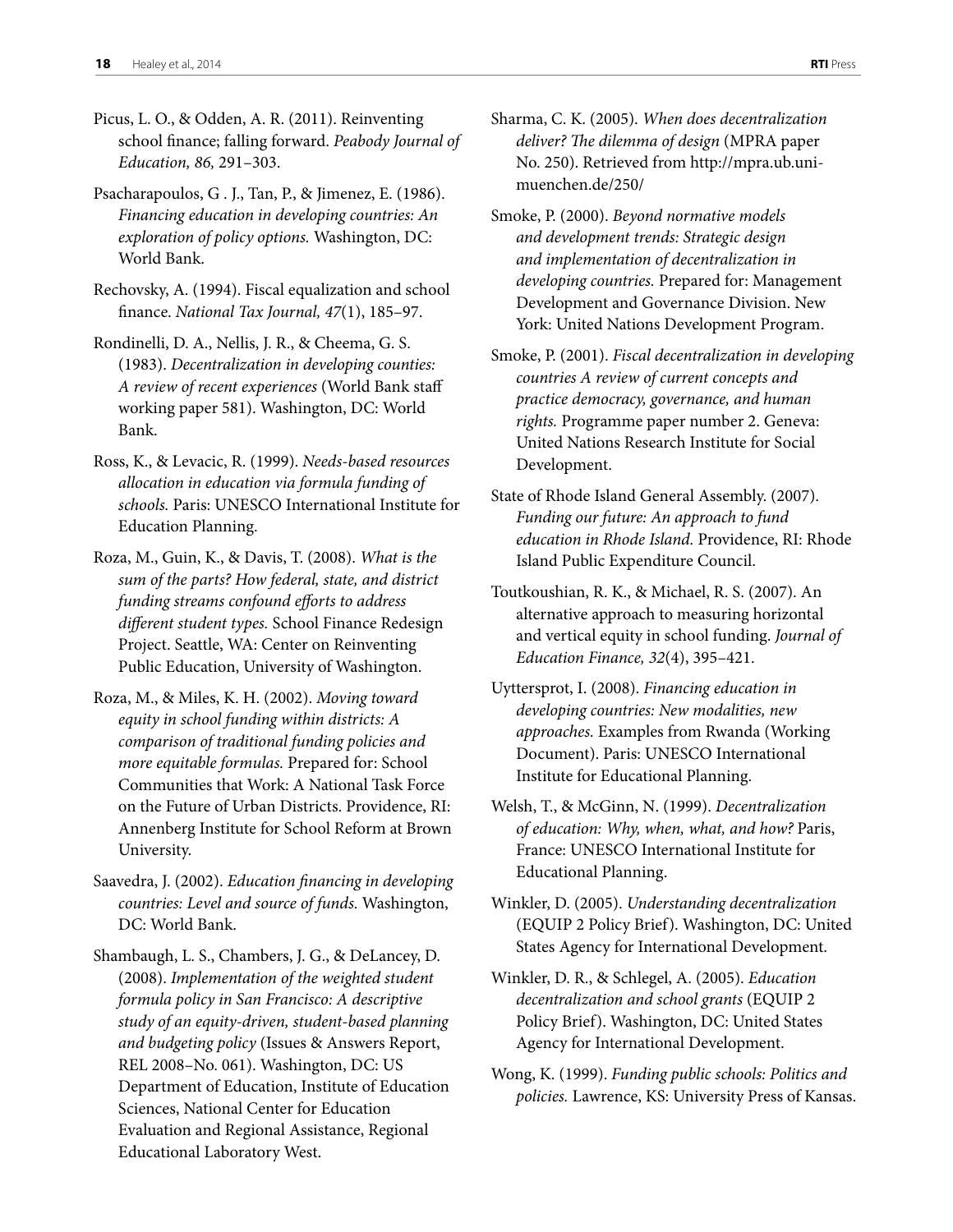Picus, L. O., & Odden, A. R. (2011). Reinventing school finance; falling forward. *Peabody Journal of Education, 86,* 291–303.

Psacharapoulos, G . J., Tan, P., & Jimenez, E. (1986). *Financing education in developing countries: An exploration of policy options.* Washington, DC: World Bank.

Rechovsky, A. (1994). Fiscal equalization and school finance. *National Tax Journal, 47*(1), 185–97.

Rondinelli, D. A., Nellis, J. R., & Cheema, G. S. (1983). *Decentralization in developing counties: A review of recent experiences* (World Bank staff working paper 581). Washington, DC: World Bank.

Ross, K., & Levacic, R. (1999). *Needs-based resources allocation in education via formula funding of schools.* Paris: UNESCO International Institute for Education Planning.

Roza, M., Guin, K., & Davis, T. (2008). *What is the sum of the parts? How federal, state, and district funding streams confound efforts to address different student types.* School Finance Redesign Project. Seattle, WA: Center on Reinventing Public Education, University of Washington.

Roza, M., & Miles, K. H. (2002). *Moving toward equity in school funding within districts: A comparison of traditional funding policies and more equitable formulas.* Prepared for: School Communities that Work: A National Task Force on the Future of Urban Districts. Providence, RI: Annenberg Institute for School Reform at Brown University.

Saavedra, J. (2002). *Education financing in developing countries: Level and source of funds.* Washington, DC: World Bank.

Shambaugh, L. S., Chambers, J. G., & DeLancey, D. (2008). *Implementation of the weighted student formula policy in San Francisco: A descriptive study of an equity-driven, student-based planning and budgeting policy* (Issues & Answers Report, REL 2008–No. 061). Washington, DC: US Department of Education, Institute of Education Sciences, National Center for Education Evaluation and Regional Assistance, Regional Educational Laboratory West.

Sharma, C. K. (2005). *When does decentralization deliver? The dilemma of design* (MPRA paper No. 250). Retrieved from http://mpra.ub.uni-muenchen.de/250/

Smoke, P. (2000). *Beyond normative models and development trends: Strategic design and implementation of decentralization in developing countries.* Prepared for: Management Development and Governance Division. New York: United Nations Development Program.

Smoke, P. (2001). *Fiscal decentralization in developing countries A review of current concepts and practice democracy, governance, and human rights.* Programme paper number 2. Geneva: United Nations Research Institute for Social Development.

State of Rhode Island General Assembly. (2007). *Funding our future: An approach to fund education in Rhode Island.* Providence, RI: Rhode Island Public Expenditure Council.

Toutkoushian, R. K., & Michael, R. S. (2007). An alternative approach to measuring horizontal and vertical equity in school funding. *Journal of Education Finance, 32*(4), 395–421.

Uyttersprot, I. (2008). *Financing education in developing countries: New modalities, new approaches.* Examples from Rwanda (Working Document). Paris: UNESCO International Institute for Educational Planning.

Welsh, T., & McGinn, N. (1999). *Decentralization of education: Why, when, what, and how?* Paris, France: UNESCO International Institute for Educational Planning.

Winkler, D. (2005). *Understanding decentralization* (EQUIP 2 Policy Brief). Washington, DC: United States Agency for International Development.

Winkler, D. R., & Schlegel, A. (2005). *Education decentralization and school grants* (EQUIP 2 Policy Brief). Washington, DC: United States Agency for International Development.

Wong, K. (1999). *Funding public schools: Politics and policies.* Lawrence, KS: University Press of Kansas.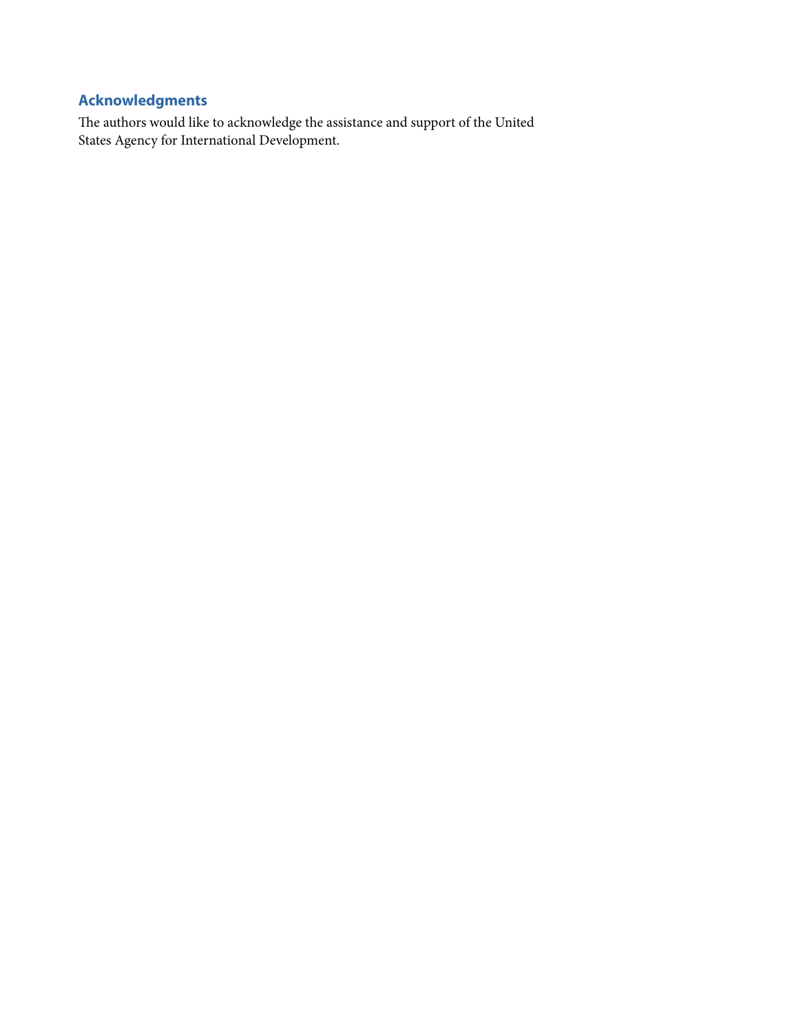## Acknowledgments

The authors would like to acknowledge the assistance and support of the United States Agency for International Development.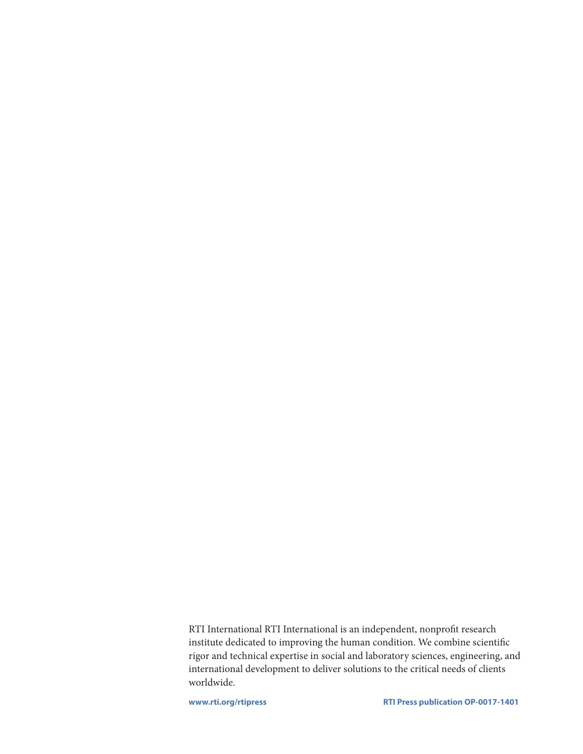RTI International RTI International is an independent, nonprofit research institute dedicated to improving the human condition. We combine scientific rigor and technical expertise in social and laboratory sciences, engineering, and international development to deliver solutions to the critical needs of clients worldwide.

**www.rti.org/rtipress** **RTI Press publication OP-0017-1401**